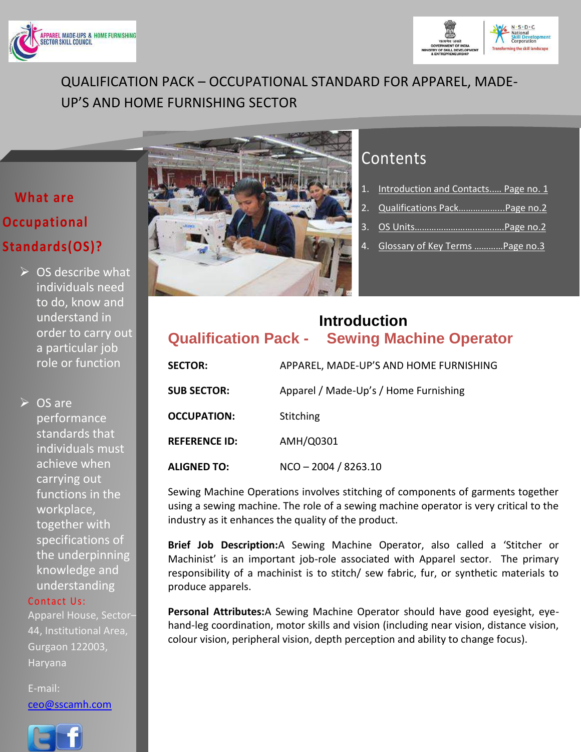# QUALIFICATION PACK – OCCUPATIONAL STANDARD FOR APPAREL, MADE-UP'S AND HOME FURNISHING SECTOR

## What are Occupational Standards(OS)?

- OS describe what individuals need to do, know and understand in order to carry out a particular job role or function
- OS are performance standards that individuals must achieve when carrying out functions in the workplace, together with specifications of the underpinning knowledge and understanding

**Contact Us:**

Apparel House, Sector–44, Institutional Area, Gurgaon 122003, Haryana

E-mail:
ceo@sscamh.com

## Contents

1. Introduction and Contacts..... Page no. 1
2. Qualifications Pack……………...Page no.2
3. OS Units……………………..………Page no.2
4. Glossary of Key Terms …………Page no.3

## Introduction

## Qualification Pack - Sewing Machine Operator

| | |
|---|---|
| **SECTOR:** | APPAREL, MADE-UP'S AND HOME FURNISHING |
| **SUB SECTOR:** | Apparel / Made-Up's / Home Furnishing |
| **OCCUPATION:** | Stitching |
| **REFERENCE ID:** | AMH/Q0301 |
| **ALIGNED TO:** | NCO – 2004 / 8263.10 |

Sewing Machine Operations involves stitching of components of garments together using a sewing machine. The role of a sewing machine operator is very critical to the industry as it enhances the quality of the product.

**Brief Job Description:** A Sewing Machine Operator, also called a 'Stitcher or Machinist' is an important job-role associated with Apparel sector. The primary responsibility of a machinist is to stitch/ sew fabric, fur, or synthetic materials to produce apparels.

**Personal Attributes:** A Sewing Machine Operator should have good eyesight, eye-hand-leg coordination, motor skills and vision (including near vision, distance vision, colour vision, peripheral vision, depth perception and ability to change focus).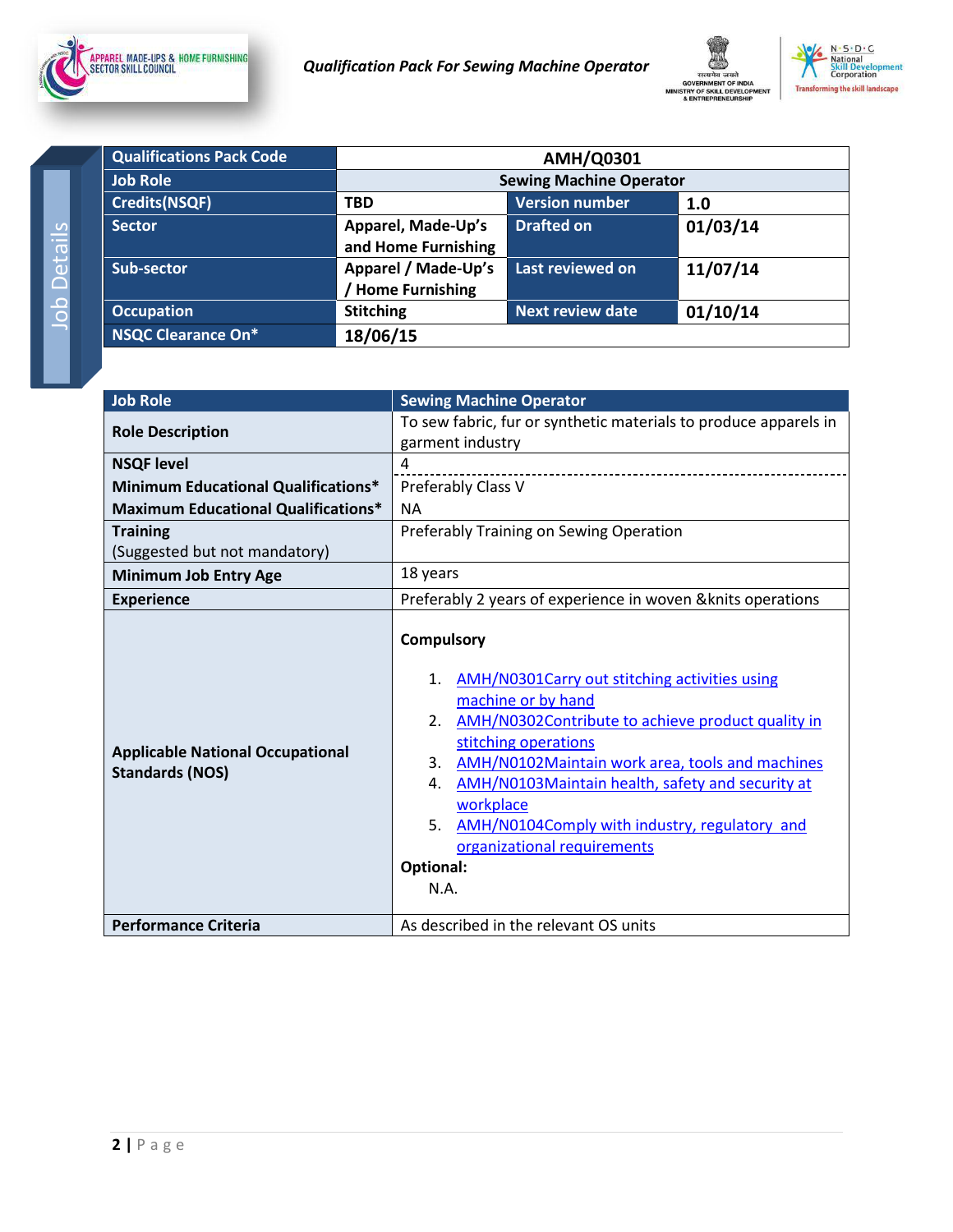Job Details

| Qualifications Pack Code | AMH/Q0301 | | |
|---|---|---|---|
| Job Role | Sewing Machine Operator | | |
| Credits(NSQF) | TBD | Version number | 1.0 |
| Sector | Apparel, Made-Up's and Home Furnishing | Drafted on | 01/03/14 |
| Sub-sector | Apparel / Made-Up's / Home Furnishing | Last reviewed on | 11/07/14 |
| Occupation | Stitching | Next review date | 01/10/14 |
| NSQC Clearance On* | 18/06/15 | | |

| Job Role | Sewing Machine Operator |
|---|---|
| **Role Description** | To sew fabric, fur or synthetic materials to produce apparels in garment industry |
| **NSQF level** | 4 |
| **Minimum Educational Qualifications*** | Preferably Class V |
| **Maximum Educational Qualifications*** | NA |
| **Training** (Suggested but not mandatory) | Preferably Training on Sewing Operation |
| **Minimum Job Entry Age** | 18 years |
| **Experience** | Preferably 2 years of experience in woven &knits operations |
| **Applicable National Occupational Standards (NOS)** | **Compulsory** 1. AMH/N0301Carry out stitching activities using machine or by hand 2. AMH/N0302Contribute to achieve product quality in stitching operations 3. AMH/N0102Maintain work area, tools and machines 4. AMH/N0103Maintain health, safety and security at workplace 5. AMH/N0104Comply with industry, regulatory and organizational requirements **Optional:** N.A. |
| **Performance Criteria** | As described in the relevant OS units |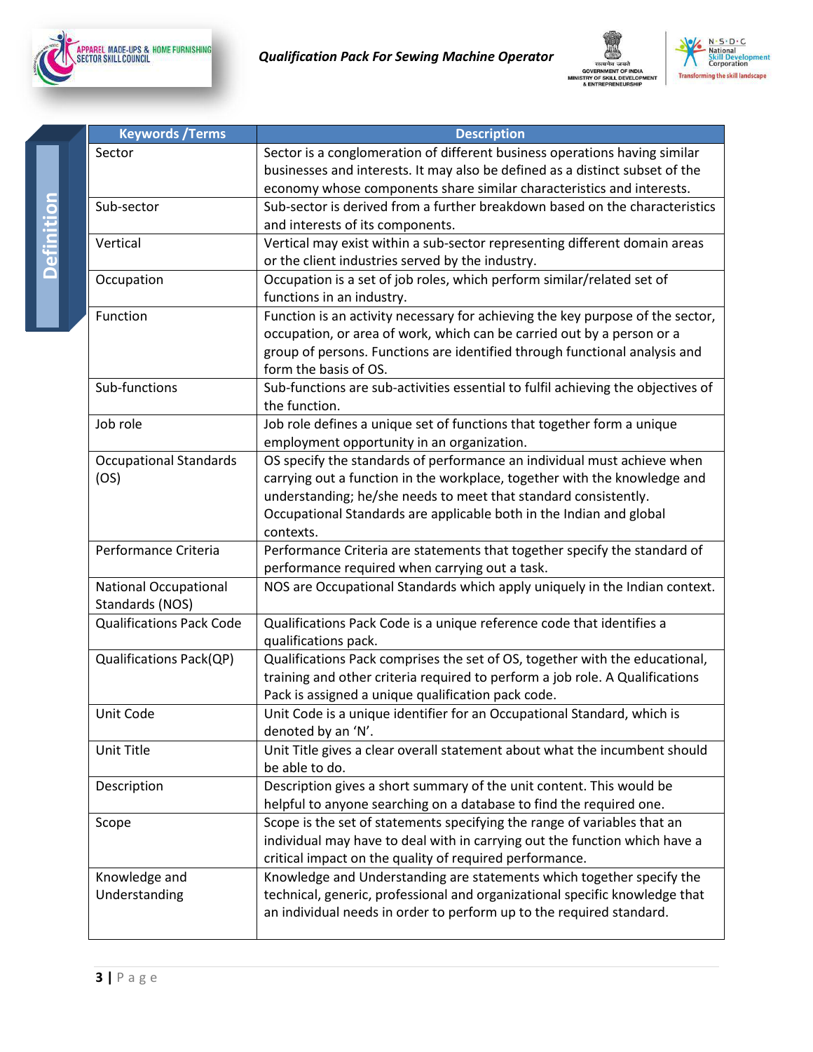## Definition

| Keywords /Terms | Description |
|---|---|
| Sector | Sector is a conglomeration of different business operations having similar businesses and interests. It may also be defined as a distinct subset of the economy whose components share similar characteristics and interests. |
| Sub-sector | Sub-sector is derived from a further breakdown based on the characteristics and interests of its components. |
| Vertical | Vertical may exist within a sub-sector representing different domain areas or the client industries served by the industry. |
| Occupation | Occupation is a set of job roles, which perform similar/related set of functions in an industry. |
| Function | Function is an activity necessary for achieving the key purpose of the sector, occupation, or area of work, which can be carried out by a person or a group of persons. Functions are identified through functional analysis and form the basis of OS. |
| Sub-functions | Sub-functions are sub-activities essential to fulfil achieving the objectives of the function. |
| Job role | Job role defines a unique set of functions that together form a unique employment opportunity in an organization. |
| Occupational Standards (OS) | OS specify the standards of performance an individual must achieve when carrying out a function in the workplace, together with the knowledge and understanding; he/she needs to meet that standard consistently. Occupational Standards are applicable both in the Indian and global contexts. |
| Performance Criteria | Performance Criteria are statements that together specify the standard of performance required when carrying out a task. |
| National Occupational Standards (NOS) | NOS are Occupational Standards which apply uniquely in the Indian context. |
| Qualifications Pack Code | Qualifications Pack Code is a unique reference code that identifies a qualifications pack. |
| Qualifications Pack(QP) | Qualifications Pack comprises the set of OS, together with the educational, training and other criteria required to perform a job role. A Qualifications Pack is assigned a unique qualification pack code. |
| Unit Code | Unit Code is a unique identifier for an Occupational Standard, which is denoted by an 'N'. |
| Unit Title | Unit Title gives a clear overall statement about what the incumbent should be able to do. |
| Description | Description gives a short summary of the unit content. This would be helpful to anyone searching on a database to find the required one. |
| Scope | Scope is the set of statements specifying the range of variables that an individual may have to deal with in carrying out the function which have a critical impact on the quality of required performance. |
| Knowledge and Understanding | Knowledge and Understanding are statements which together specify the technical, generic, professional and organizational specific knowledge that an individual needs in order to perform up to the required standard. |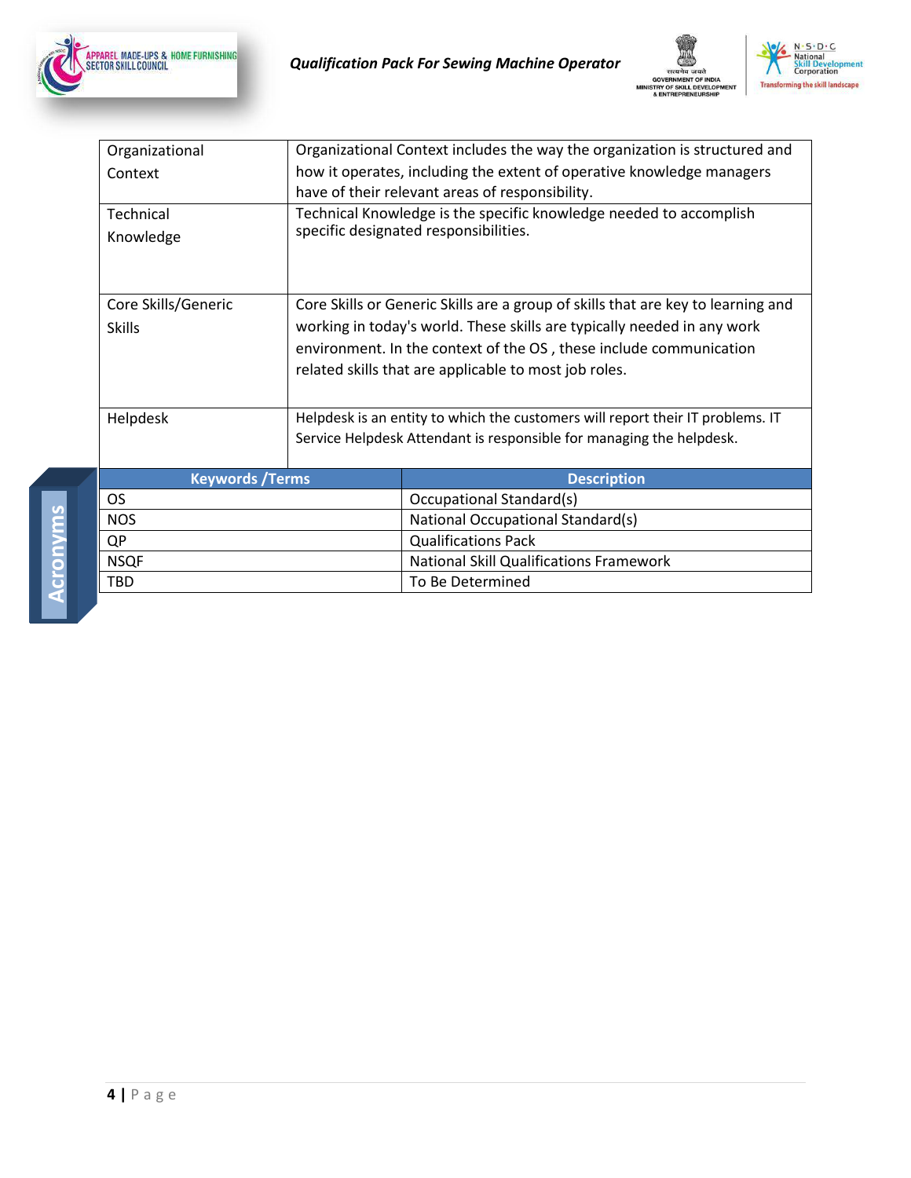| | |
|---|---|
| Organizational Context | Organizational Context includes the way the organization is structured and how it operates, including the extent of operative knowledge managers have of their relevant areas of responsibility. |
| Technical Knowledge | Technical Knowledge is the specific knowledge needed to accomplish specific designated responsibilities. |
| Core Skills/Generic Skills | Core Skills or Generic Skills are a group of skills that are key to learning and working in today's world. These skills are typically needed in any work environment. In the context of the OS , these include communication related skills that are applicable to most job roles. |
| Helpdesk | Helpdesk is an entity to which the customers will report their IT problems. IT Service Helpdesk Attendant is responsible for managing the helpdesk. |

## Acronyms

| Keywords /Terms | Description |
|---|---|
| OS | Occupational Standard(s) |
| NOS | National Occupational Standard(s) |
| QP | Qualifications Pack |
| NSQF | National Skill Qualifications Framework |
| TBD | To Be Determined |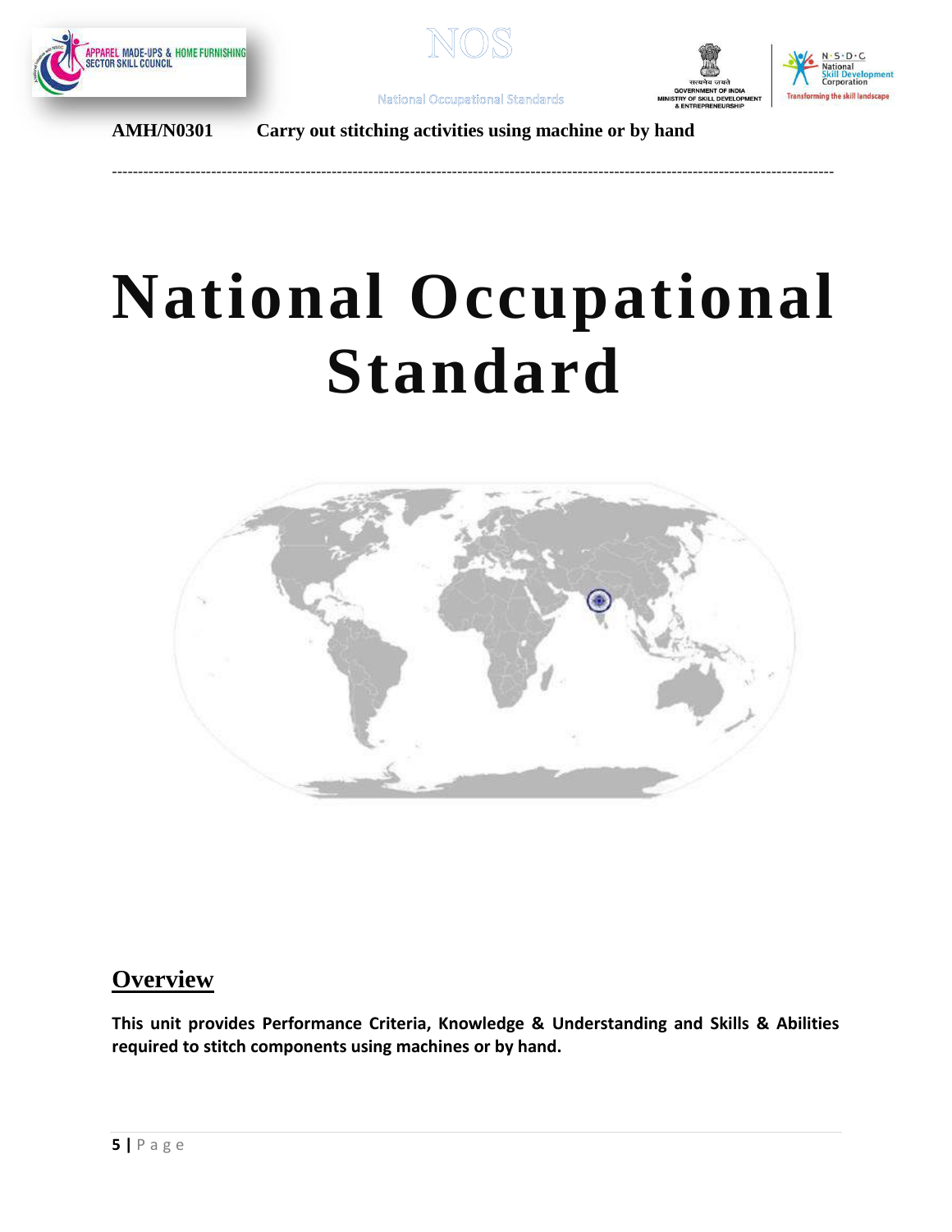AMH/N0301 Carry out stitching activities using machine or by hand

# National Occupational Standard

## Overview

**This unit provides Performance Criteria, Knowledge & Understanding and Skills & Abilities required to stitch components using machines or by hand.**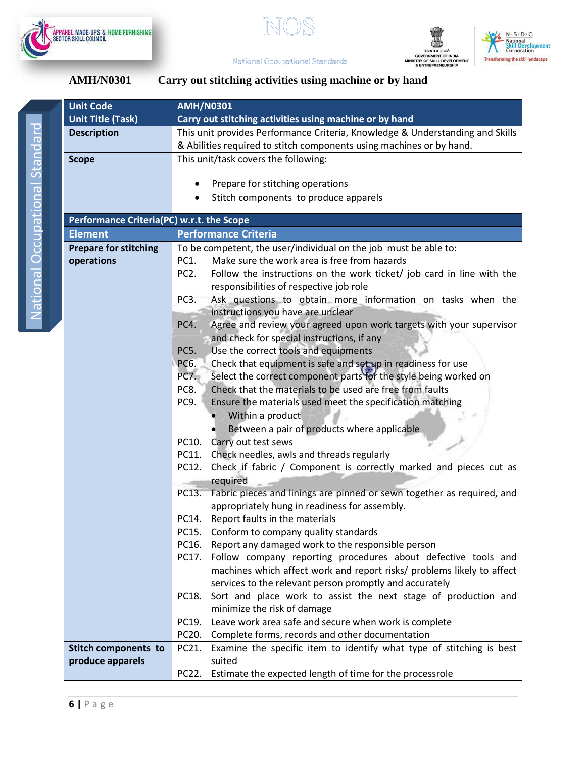## AMH/N0301 Carry out stitching activities using machine or by hand

| Unit Code | AMH/N0301 |
|---|---|
| Unit Title (Task) | Carry out stitching activities using machine or by hand |
| Description | This unit provides Performance Criteria, Knowledge & Understanding and Skills & Abilities required to stitch components using machines or by hand. |
| Scope | This unit/task covers the following:<br><br>• Prepare for stitching operations<br>• Stitch components to produce apparels |
| **Performance Criteria(PC) w.r.t. the Scope** | |
| **Element** | **Performance Criteria** |
| **Prepare for stitching operations** | To be competent, the user/individual on the job must be able to:<br>PC1. Make sure the work area is free from hazards<br>PC2. Follow the instructions on the work ticket/ job card in line with the responsibilities of respective job role<br>PC3. Ask questions to obtain more information on tasks when the instructions you have are unclear<br>PC4. Agree and review your agreed upon work targets with your supervisor and check for special instructions, if any<br>PC5. Use the correct tools and equipments<br>PC6. Check that equipment is safe and set up in readiness for use<br>PC7. Select the correct component parts for the style being worked on<br>PC8. Check that the materials to be used are free from faults<br>PC9. Ensure the materials used meet the specification matching<br>• Within a product<br>• Between a pair of products where applicable<br>PC10. Carry out test sews<br>PC11. Check needles, awls and threads regularly<br>PC12. Check if fabric / Component is correctly marked and pieces cut as required<br>PC13. Fabric pieces and linings are pinned or sewn together as required, and appropriately hung in readiness for assembly.<br>PC14. Report faults in the materials<br>PC15. Conform to company quality standards<br>PC16. Report any damaged work to the responsible person<br>PC17. Follow company reporting procedures about defective tools and machines which affect work and report risks/ problems likely to affect services to the relevant person promptly and accurately<br>PC18. Sort and place work to assist the next stage of production and minimize the risk of damage<br>PC19. Leave work area safe and secure when work is complete<br>PC20. Complete forms, records and other documentation |
| **Stitch components to produce apparels** | PC21. Examine the specific item to identify what type of stitching is best suited<br>PC22. Estimate the expected length of time for the processrole |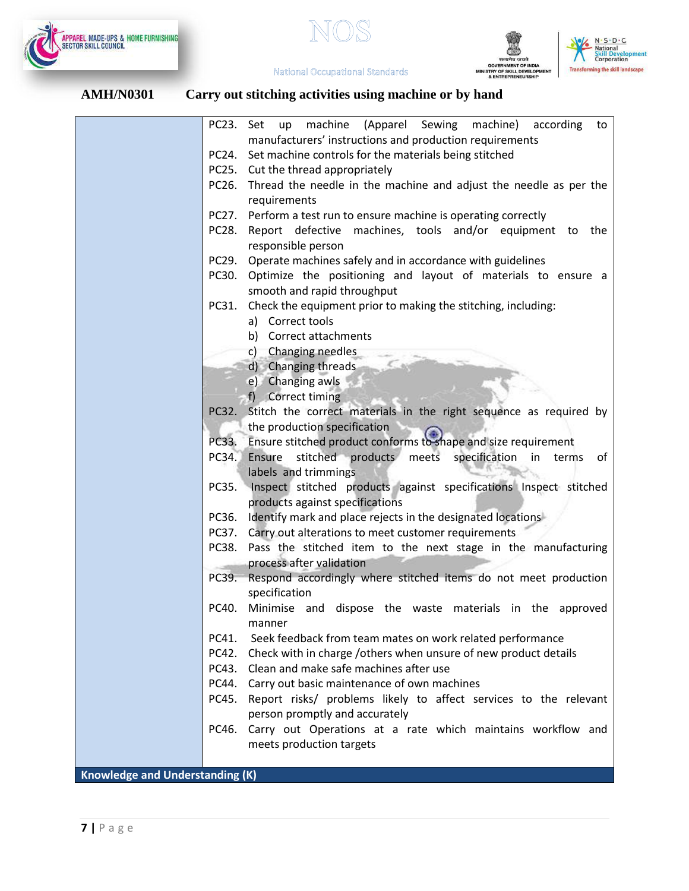**AMH/N0301 Carry out stitching activities using machine or by hand**

| | |
|---|---|
| | PC23. Set up machine (Apparel Sewing machine) according to manufacturers' instructions and production requirements<br>PC24. Set machine controls for the materials being stitched<br>PC25. Cut the thread appropriately<br>PC26. Thread the needle in the machine and adjust the needle as per the requirements<br>PC27. Perform a test run to ensure machine is operating correctly<br>PC28. Report defective machines, tools and/or equipment to the responsible person<br>PC29. Operate machines safely and in accordance with guidelines<br>PC30. Optimize the positioning and layout of materials to ensure a smooth and rapid throughput<br>PC31. Check the equipment prior to making the stitching, including:<br>a) Correct tools<br>b) Correct attachments<br>c) Changing needles<br>d) Changing threads<br>e) Changing awls<br>f) Correct timing<br>PC32. Stitch the correct materials in the right sequence as required by the production specification<br>PC33. Ensure stitched product conforms to shape and size requirement<br>PC34. Ensure stitched products meets specification in terms of labels and trimmings<br>PC35. Inspect stitched products against specifications Inspect stitched products against specifications<br>PC36. Identify mark and place rejects in the designated locations<br>PC37. Carry out alterations to meet customer requirements<br>PC38. Pass the stitched item to the next stage in the manufacturing process after validation<br>PC39. Respond accordingly where stitched items do not meet production specification<br>PC40. Minimise and dispose the waste materials in the approved manner<br>PC41. Seek feedback from team mates on work related performance<br>PC42. Check with in charge /others when unsure of new product details<br>PC43. Clean and make safe machines after use<br>PC44. Carry out basic maintenance of own machines<br>PC45. Report risks/ problems likely to affect services to the relevant person promptly and accurately<br>PC46. Carry out Operations at a rate which maintains workflow and meets production targets |
| **Knowledge and Understanding (K)** | |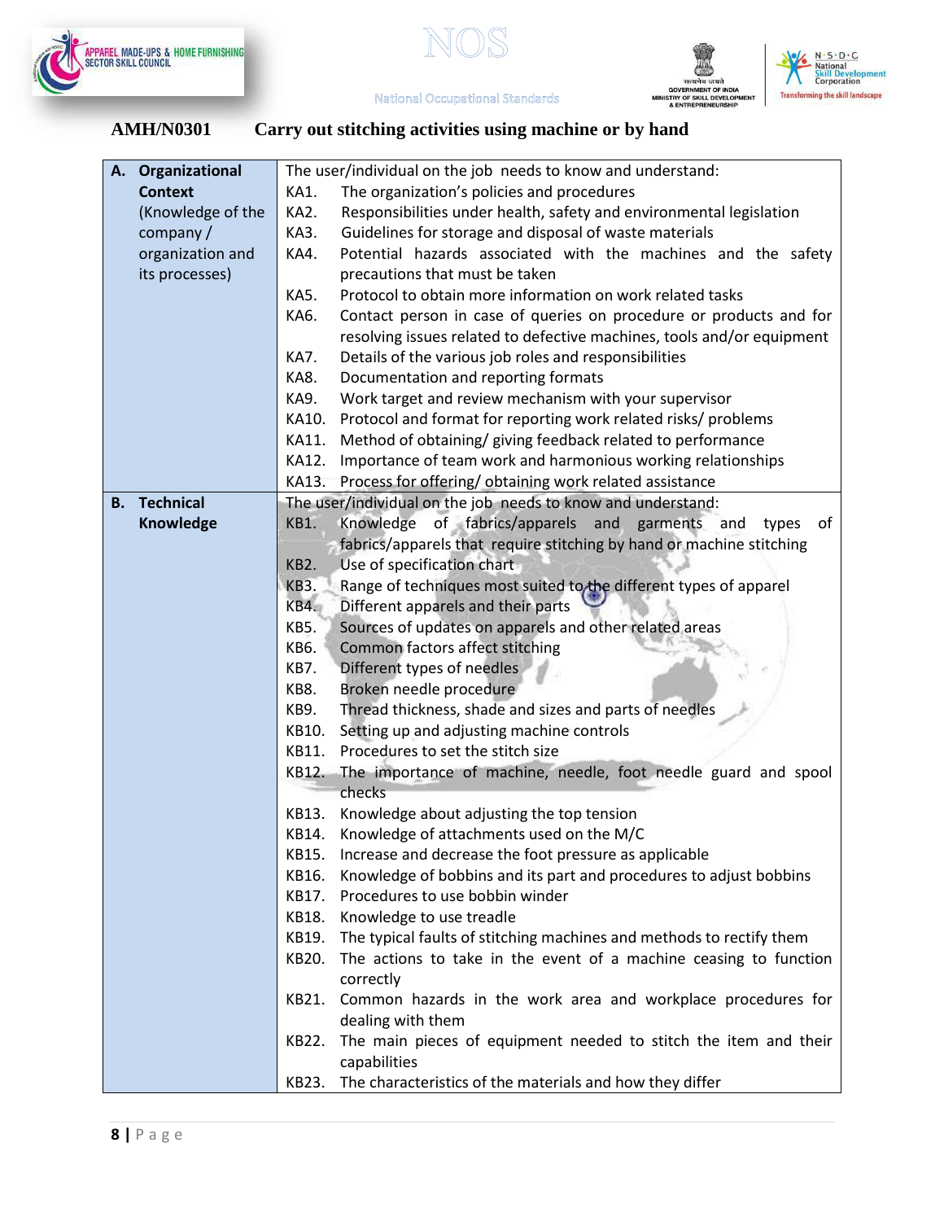## AMH/N0301 Carry out stitching activities using machine or by hand

| | |
|---|---|
| **A. Organizational Context** (Knowledge of the company / organization and its processes) | The user/individual on the job needs to know and understand:<br>KA1. The organization's policies and procedures<br>KA2. Responsibilities under health, safety and environmental legislation<br>KA3. Guidelines for storage and disposal of waste materials<br>KA4. Potential hazards associated with the machines and the safety precautions that must be taken<br>KA5. Protocol to obtain more information on work related tasks<br>KA6. Contact person in case of queries on procedure or products and for resolving issues related to defective machines, tools and/or equipment<br>KA7. Details of the various job roles and responsibilities<br>KA8. Documentation and reporting formats<br>KA9. Work target and review mechanism with your supervisor<br>KA10. Protocol and format for reporting work related risks/ problems<br>KA11. Method of obtaining/ giving feedback related to performance<br>KA12. Importance of team work and harmonious working relationships<br>KA13. Process for offering/ obtaining work related assistance |
| **B. Technical Knowledge** | The user/individual on the job needs to know and understand:<br>KB1. Knowledge of fabrics/apparels and garments and types of fabrics/apparels that require stitching by hand or machine stitching<br>KB2. Use of specification chart<br>KB3. Range of techniques most suited to the different types of apparel<br>KB4. Different apparels and their parts<br>KB5. Sources of updates on apparels and other related areas<br>KB6. Common factors affect stitching<br>KB7. Different types of needles<br>KB8. Broken needle procedure<br>KB9. Thread thickness, shade and sizes and parts of needles<br>KB10. Setting up and adjusting machine controls<br>KB11. Procedures to set the stitch size<br>KB12. The importance of machine, needle, foot needle guard and spool checks<br>KB13. Knowledge about adjusting the top tension<br>KB14. Knowledge of attachments used on the M/C<br>KB15. Increase and decrease the foot pressure as applicable<br>KB16. Knowledge of bobbins and its part and procedures to adjust bobbins<br>KB17. Procedures to use bobbin winder<br>KB18. Knowledge to use treadle<br>KB19. The typical faults of stitching machines and methods to rectify them<br>KB20. The actions to take in the event of a machine ceasing to function correctly<br>KB21. Common hazards in the work area and workplace procedures for dealing with them<br>KB22. The main pieces of equipment needed to stitch the item and their capabilities<br>KB23. The characteristics of the materials and how they differ |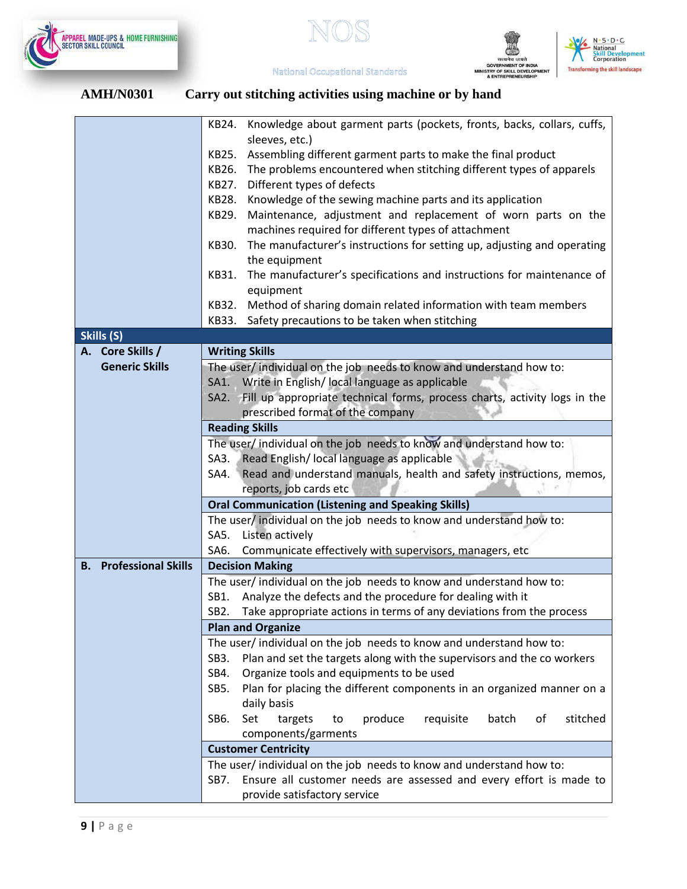## AMH/N0301 Carry out stitching activities using machine or by hand

| | |
|---|---|
| | KB24. Knowledge about garment parts (pockets, fronts, backs, collars, cuffs, sleeves, etc.)<br>KB25. Assembling different garment parts to make the final product<br>KB26. The problems encountered when stitching different types of apparels<br>KB27. Different types of defects<br>KB28. Knowledge of the sewing machine parts and its application<br>KB29. Maintenance, adjustment and replacement of worn parts on the machines required for different types of attachment<br>KB30. The manufacturer's instructions for setting up, adjusting and operating the equipment<br>KB31. The manufacturer's specifications and instructions for maintenance of equipment<br>KB32. Method of sharing domain related information with team members<br>KB33. Safety precautions to be taken when stitching |
| **Skills (S)** | |
| **A. Core Skills / Generic Skills** | **Writing Skills** |
| | The user/ individual on the job needs to know and understand how to:<br>SA1. Write in English/ local language as applicable<br>SA2. Fill up appropriate technical forms, process charts, activity logs in the prescribed format of the company |
| | **Reading Skills** |
| | The user/ individual on the job needs to know and understand how to:<br>SA3. Read English/ local language as applicable<br>SA4. Read and understand manuals, health and safety instructions, memos, reports, job cards etc |
| | **Oral Communication (Listening and Speaking Skills)** |
| | The user/ individual on the job needs to know and understand how to:<br>SA5. Listen actively<br>SA6. Communicate effectively with supervisors, managers, etc |
| **B. Professional Skills** | **Decision Making** |
| | The user/ individual on the job needs to know and understand how to:<br>SB1. Analyze the defects and the procedure for dealing with it<br>SB2. Take appropriate actions in terms of any deviations from the process |
| | **Plan and Organize** |
| | The user/ individual on the job needs to know and understand how to:<br>SB3. Plan and set the targets along with the supervisors and the co workers<br>SB4. Organize tools and equipments to be used<br>SB5. Plan for placing the different components in an organized manner on a daily basis<br>SB6. Set targets to produce requisite batch of stitched components/garments |
| | **Customer Centricity** |
| | The user/ individual on the job needs to know and understand how to:<br>SB7. Ensure all customer needs are assessed and every effort is made to provide satisfactory service |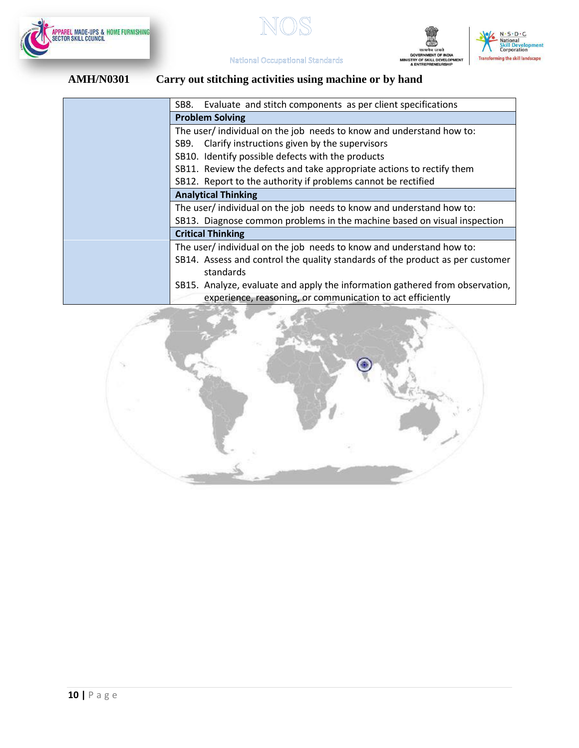## AMH/N0301 Carry out stitching activities using machine or by hand

| | |
|---|---|
| | SB8. Evaluate and stitch components as per client specifications |
| | **Problem Solving** |
| | The user/ individual on the job needs to know and understand how to:<br>SB9. Clarify instructions given by the supervisors<br>SB10. Identify possible defects with the products<br>SB11. Review the defects and take appropriate actions to rectify them<br>SB12. Report to the authority if problems cannot be rectified |
| | **Analytical Thinking** |
| | The user/ individual on the job needs to know and understand how to:<br>SB13. Diagnose common problems in the machine based on visual inspection |
| | **Critical Thinking** |
| | The user/ individual on the job needs to know and understand how to:<br>SB14. Assess and control the quality standards of the product as per customer standards<br>SB15. Analyze, evaluate and apply the information gathered from observation, experience, reasoning, or communication to act efficiently |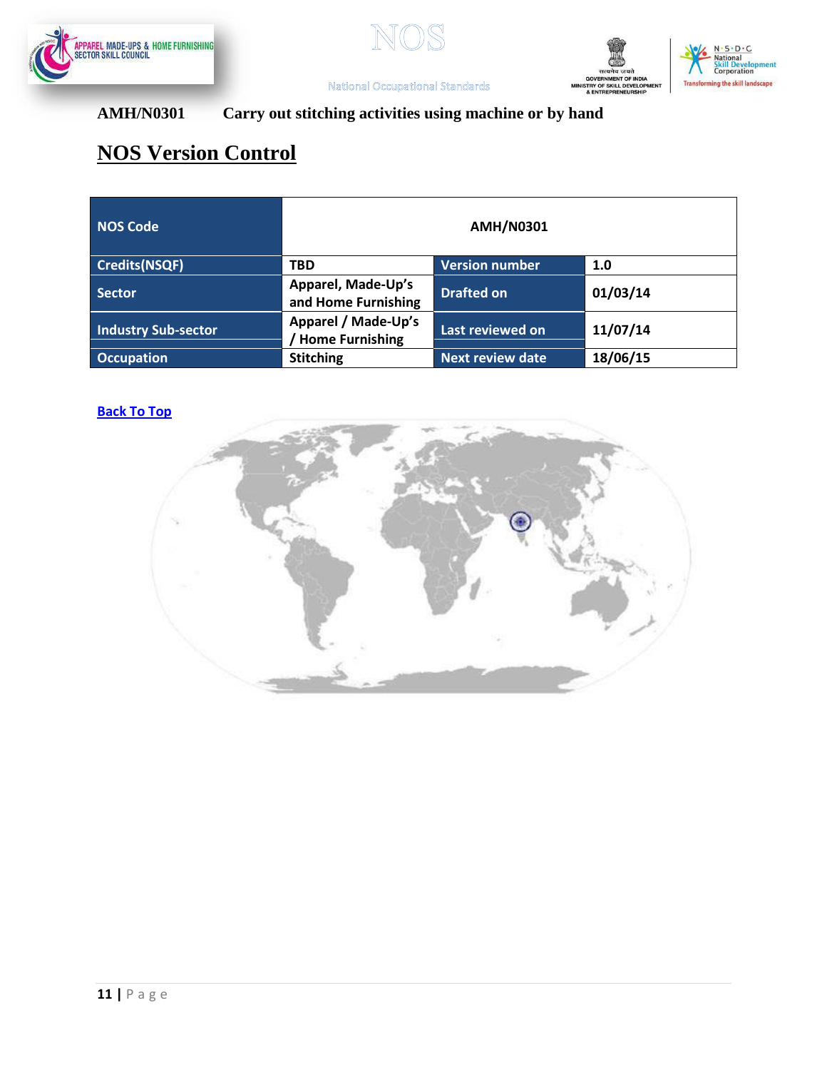**AMH/N0301 Carry out stitching activities using machine or by hand**

## NOS Version Control

| NOS Code | AMH/N0301 | | |
|---|---|---|---|
| Credits(NSQF) | TBD | Version number | 1.0 |
| Sector | Apparel, Made-Up's and Home Furnishing | Drafted on | 01/03/14 |
| Industry Sub-sector | Apparel / Made-Up's / Home Furnishing | Last reviewed on | 11/07/14 |
| Occupation | Stitching | Next review date | 18/06/15 |

Back To Top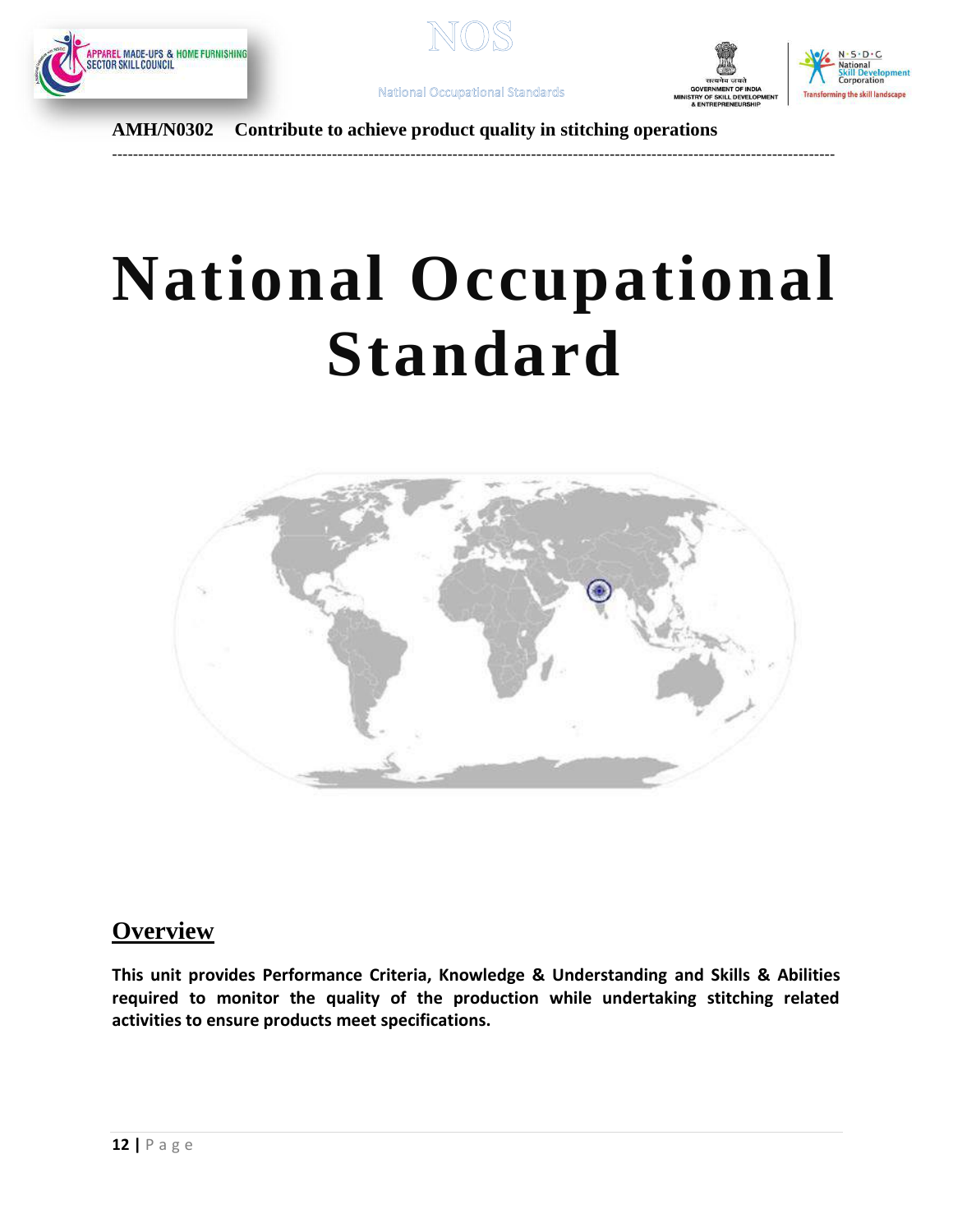**AMH/N0302 Contribute to achieve product quality in stitching operations**

# National Occupational Standard

## Overview

**This unit provides Performance Criteria, Knowledge & Understanding and Skills & Abilities required to monitor the quality of the production while undertaking stitching related activities to ensure products meet specifications.**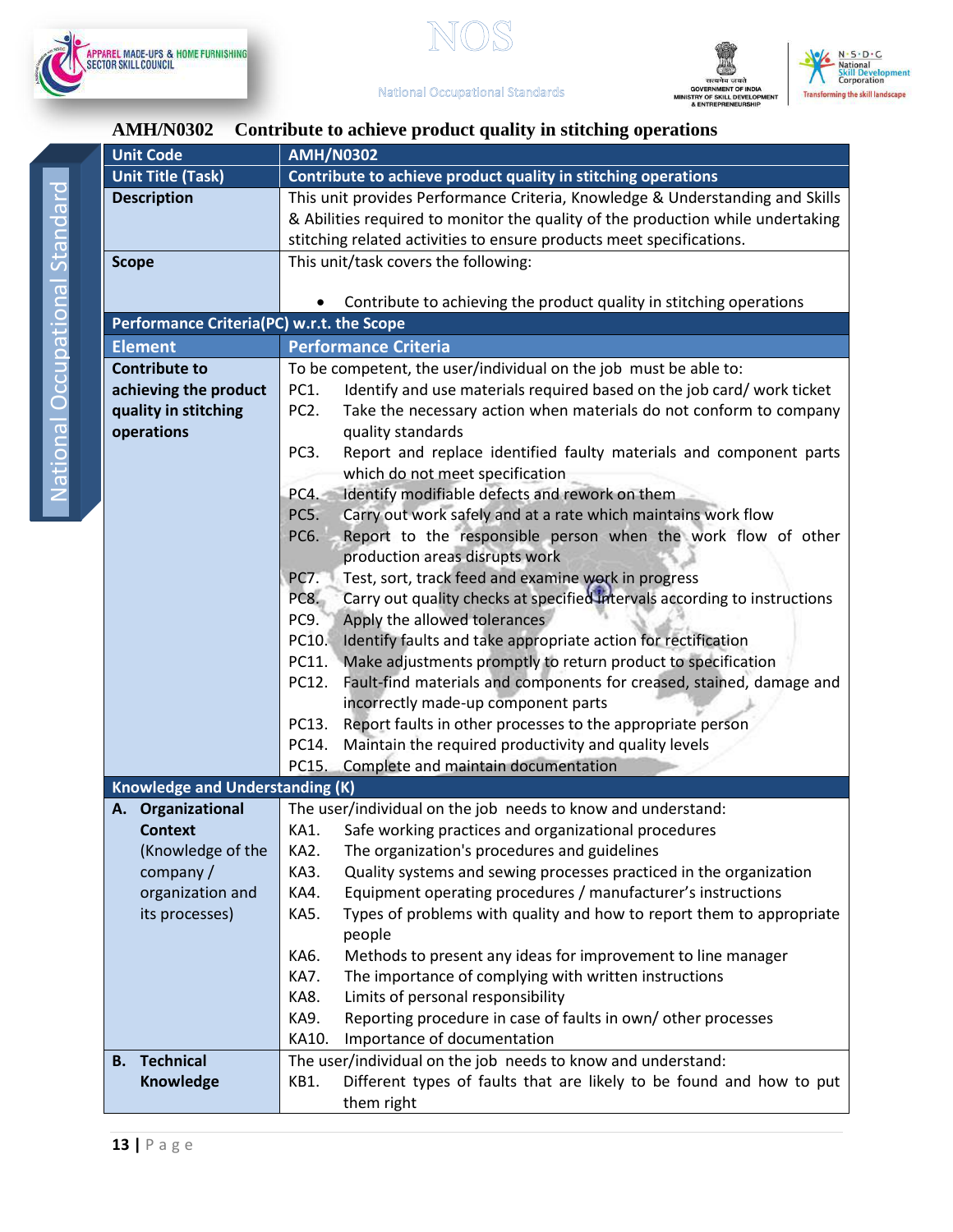## AMH/N0302 Contribute to achieve product quality in stitching operations

| Unit Code | AMH/N0302 |
|---|---|
| **Unit Title (Task)** | **Contribute to achieve product quality in stitching operations** |
| **Description** | This unit provides Performance Criteria, Knowledge & Understanding and Skills & Abilities required to monitor the quality of the production while undertaking stitching related activities to ensure products meet specifications. |
| **Scope** | This unit/task covers the following:<br><br>• Contribute to achieving the product quality in stitching operations |
| **Performance Criteria(PC) w.r.t. the Scope** | |
| **Element** | **Performance Criteria** |
| **Contribute to achieving the product quality in stitching operations** | To be competent, the user/individual on the job must be able to:<br>PC1. Identify and use materials required based on the job card/ work ticket<br>PC2. Take the necessary action when materials do not conform to company quality standards<br>PC3. Report and replace identified faulty materials and component parts which do not meet specification<br>PC4. Identify modifiable defects and rework on them<br>PC5. Carry out work safely and at a rate which maintains work flow<br>PC6. Report to the responsible person when the work flow of other production areas disrupts work<br>PC7. Test, sort, track feed and examine work in progress<br>PC8. Carry out quality checks at specified intervals according to instructions<br>PC9. Apply the allowed tolerances<br>PC10. Identify faults and take appropriate action for rectification<br>PC11. Make adjustments promptly to return product to specification<br>PC12. Fault-find materials and components for creased, stained, damage and incorrectly made-up component parts<br>PC13. Report faults in other processes to the appropriate person<br>PC14. Maintain the required productivity and quality levels<br>PC15. Complete and maintain documentation |
| **Knowledge and Understanding (K)** | |
| **A. Organizational Context** (Knowledge of the company / organization and its processes) | The user/individual on the job needs to know and understand:<br>KA1. Safe working practices and organizational procedures<br>KA2. The organization's procedures and guidelines<br>KA3. Quality systems and sewing processes practiced in the organization<br>KA4. Equipment operating procedures / manufacturer's instructions<br>KA5. Types of problems with quality and how to report them to appropriate people<br>KA6. Methods to present any ideas for improvement to line manager<br>KA7. The importance of complying with written instructions<br>KA8. Limits of personal responsibility<br>KA9. Reporting procedure in case of faults in own/ other processes<br>KA10. Importance of documentation |
| **B. Technical Knowledge** | The user/individual on the job needs to know and understand:<br>KB1. Different types of faults that are likely to be found and how to put them right |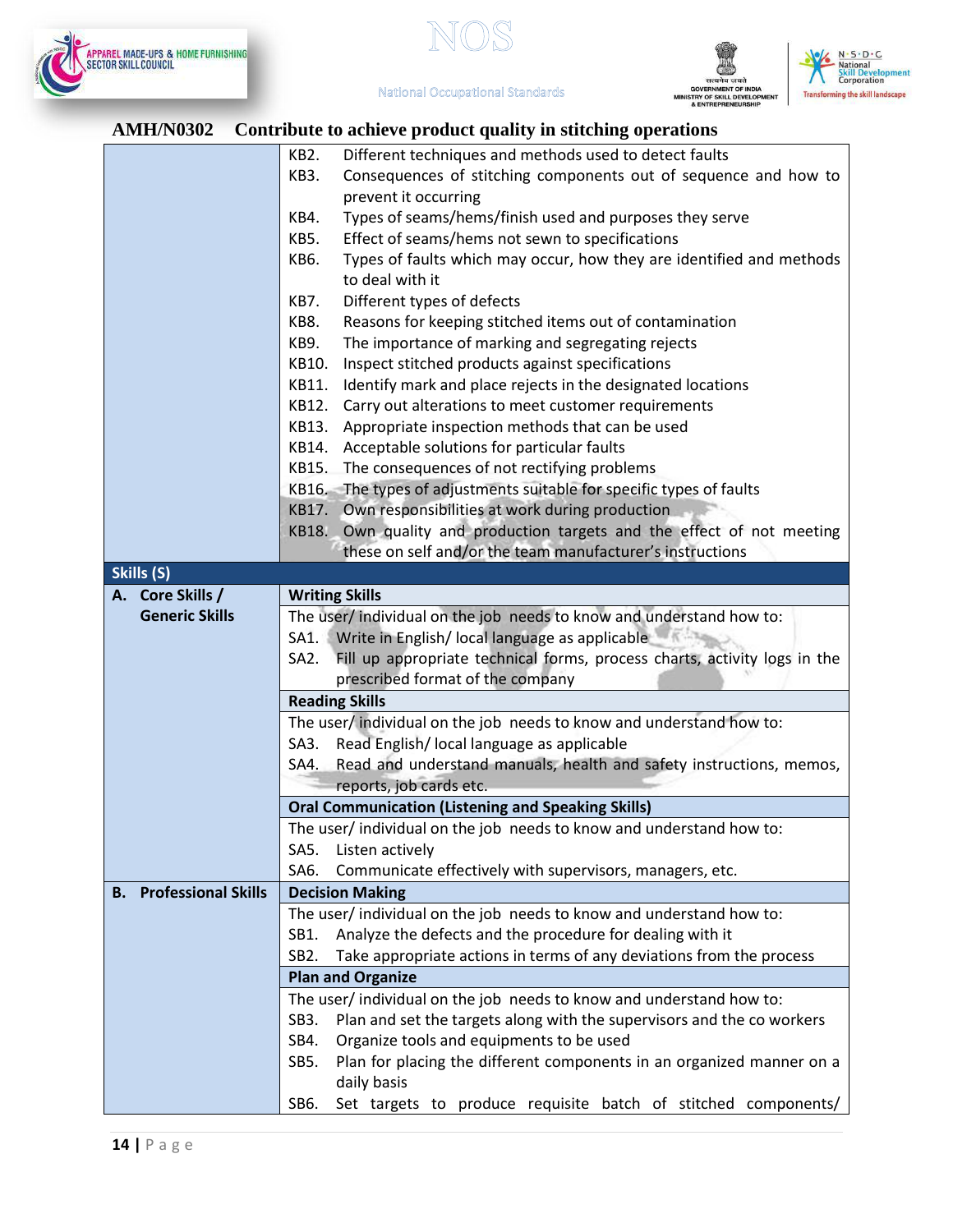## AMH/N0302 Contribute to achieve product quality in stitching operations

| | |
|---|---|
| | KB2. Different techniques and methods used to detect faults<br>KB3. Consequences of stitching components out of sequence and how to prevent it occurring<br>KB4. Types of seams/hems/finish used and purposes they serve<br>KB5. Effect of seams/hems not sewn to specifications<br>KB6. Types of faults which may occur, how they are identified and methods to deal with it<br>KB7. Different types of defects<br>KB8. Reasons for keeping stitched items out of contamination<br>KB9. The importance of marking and segregating rejects<br>KB10. Inspect stitched products against specifications<br>KB11. Identify mark and place rejects in the designated locations<br>KB12. Carry out alterations to meet customer requirements<br>KB13. Appropriate inspection methods that can be used<br>KB14. Acceptable solutions for particular faults<br>KB15. The consequences of not rectifying problems<br>KB16. The types of adjustments suitable for specific types of faults<br>KB17. Own responsibilities at work during production<br>KB18. Own quality and production targets and the effect of not meeting these on self and/or the team manufacturer's instructions |
| **Skills (S)** | |
| **A. Core Skills / Generic Skills** | **Writing Skills** |
| | The user/ individual on the job needs to know and understand how to:<br>SA1. Write in English/ local language as applicable<br>SA2. Fill up appropriate technical forms, process charts, activity logs in the prescribed format of the company |
| | **Reading Skills** |
| | The user/ individual on the job needs to know and understand how to:<br>SA3. Read English/ local language as applicable<br>SA4. Read and understand manuals, health and safety instructions, memos, reports, job cards etc. |
| | **Oral Communication (Listening and Speaking Skills)** |
| | The user/ individual on the job needs to know and understand how to:<br>SA5. Listen actively<br>SA6. Communicate effectively with supervisors, managers, etc. |
| **B. Professional Skills** | **Decision Making** |
| | The user/ individual on the job needs to know and understand how to:<br>SB1. Analyze the defects and the procedure for dealing with it<br>SB2. Take appropriate actions in terms of any deviations from the process |
| | **Plan and Organize** |
| | The user/ individual on the job needs to know and understand how to:<br>SB3. Plan and set the targets along with the supervisors and the co workers<br>SB4. Organize tools and equipments to be used<br>SB5. Plan for placing the different components in an organized manner on a daily basis<br>SB6. Set targets to produce requisite batch of stitched components/ |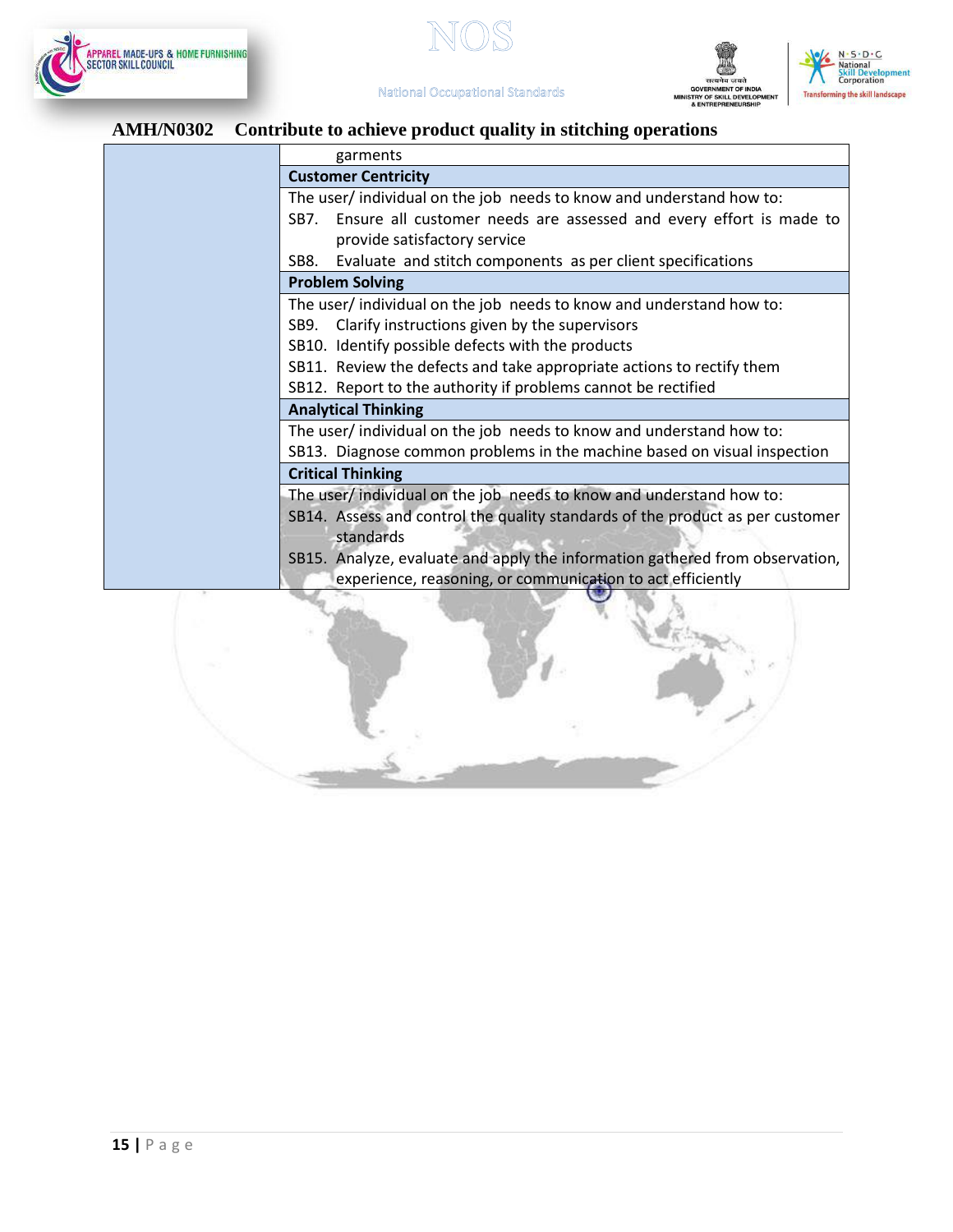## AMH/N0302 Contribute to achieve product quality in stitching operations

| | |
|---|---|
| | garments |
| | **Customer Centricity** |
| | The user/ individual on the job needs to know and understand how to:<br>SB7. Ensure all customer needs are assessed and every effort is made to provide satisfactory service<br>SB8. Evaluate and stitch components as per client specifications |
| | **Problem Solving** |
| | The user/ individual on the job needs to know and understand how to:<br>SB9. Clarify instructions given by the supervisors<br>SB10. Identify possible defects with the products<br>SB11. Review the defects and take appropriate actions to rectify them<br>SB12. Report to the authority if problems cannot be rectified |
| | **Analytical Thinking** |
| | The user/ individual on the job needs to know and understand how to:<br>SB13. Diagnose common problems in the machine based on visual inspection |
| | **Critical Thinking** |
| | The user/ individual on the job needs to know and understand how to:<br>SB14. Assess and control the quality standards of the product as per customer standards<br>SB15. Analyze, evaluate and apply the information gathered from observation, experience, reasoning, or communication to act efficiently |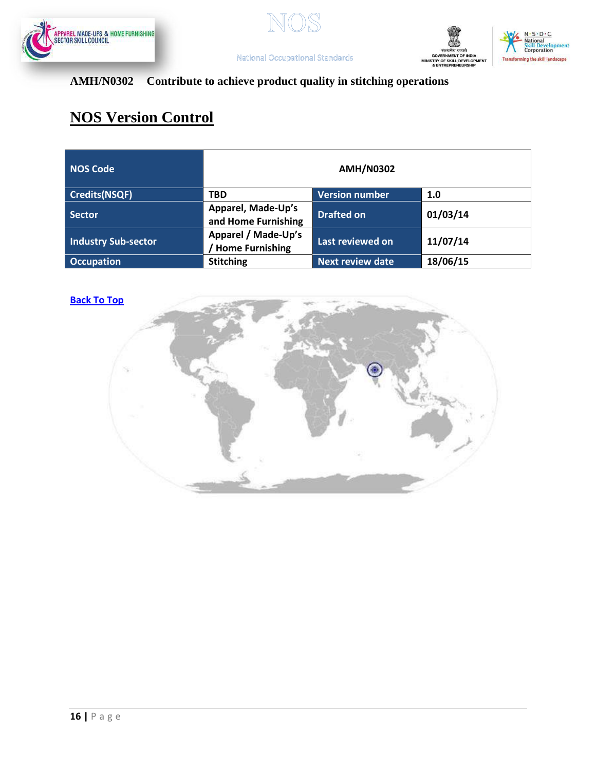**AMH/N0302 Contribute to achieve product quality in stitching operations**

# NOS Version Control

| NOS Code | AMH/N0302 | | |
|---|---|---|---|
| Credits(NSQF) | TBD | Version number | 1.0 |
| Sector | Apparel, Made-Up's and Home Furnishing | Drafted on | 01/03/14 |
| Industry Sub-sector | Apparel / Made-Up's / Home Furnishing | Last reviewed on | 11/07/14 |
| Occupation | Stitching | Next review date | 18/06/15 |

[Back To Top]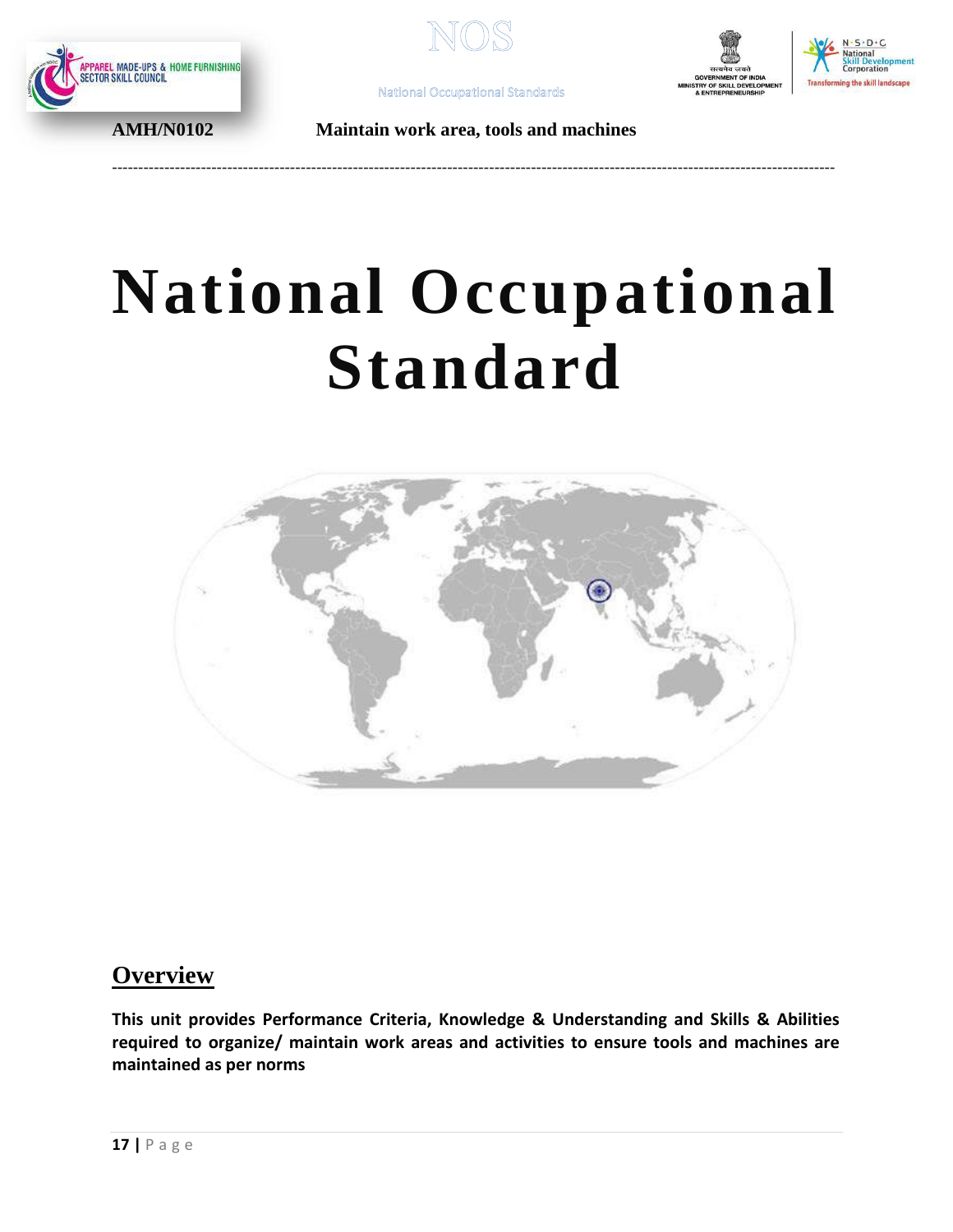AMH/N0102 Maintain work area, tools and machines

# National Occupational Standard

## Overview

**This unit provides Performance Criteria, Knowledge & Understanding and Skills & Abilities required to organize/ maintain work areas and activities to ensure tools and machines are maintained as per norms**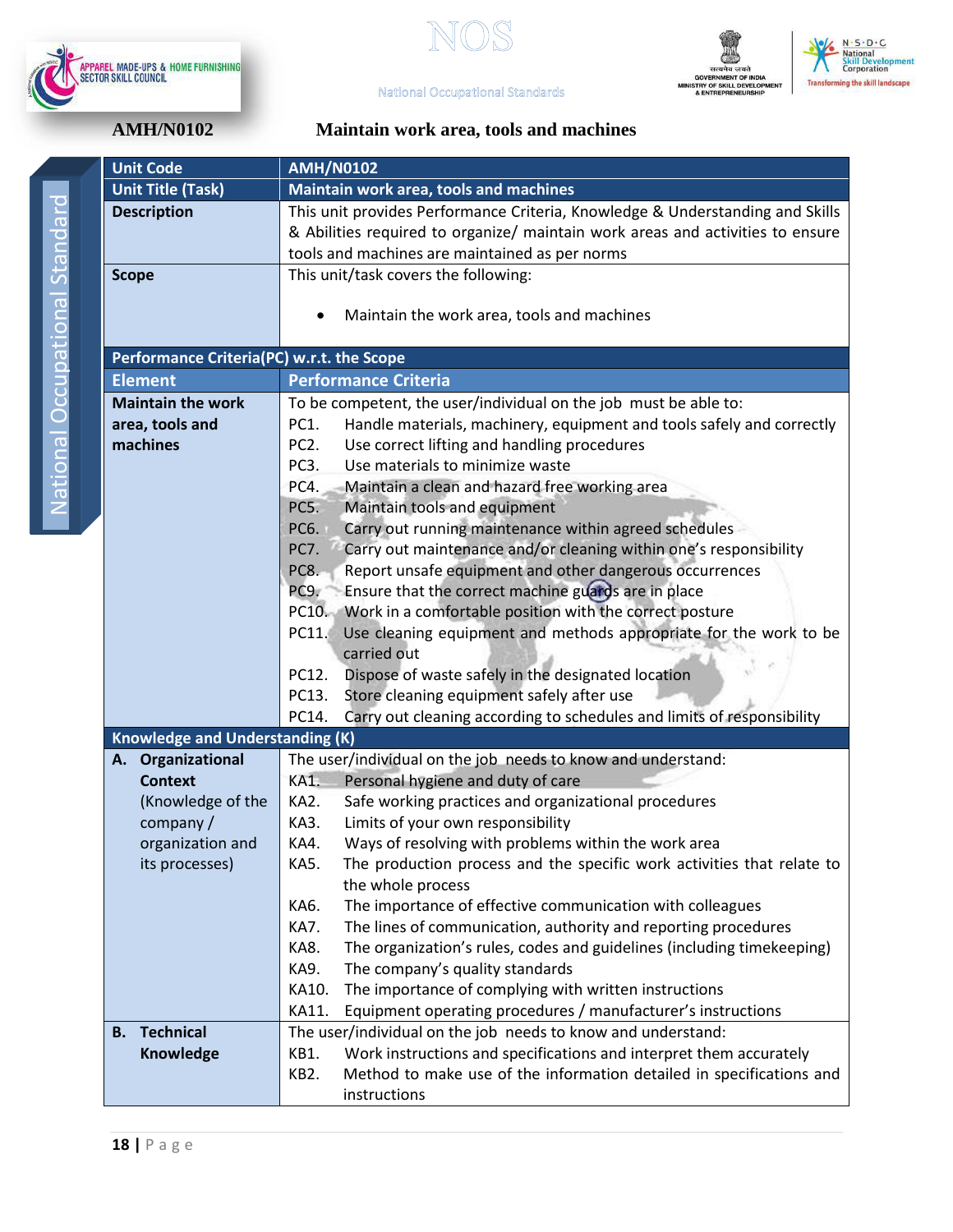**AMH/N0102** **Maintain work area, tools and machines**

| Unit Code | AMH/N0102 |
|---|---|
| Unit Title (Task) | Maintain work area, tools and machines |
| Description | This unit provides Performance Criteria, Knowledge & Understanding and Skills & Abilities required to organize/ maintain work areas and activities to ensure tools and machines are maintained as per norms |
| Scope | This unit/task covers the following:<br>• Maintain the work area, tools and machines |
| **Performance Criteria(PC) w.r.t. the Scope** | |
| **Element** | **Performance Criteria** |
| **Maintain the work area, tools and machines** | To be competent, the user/individual on the job must be able to:<br>PC1. Handle materials, machinery, equipment and tools safely and correctly<br>PC2. Use correct lifting and handling procedures<br>PC3. Use materials to minimize waste<br>PC4. Maintain a clean and hazard free working area<br>PC5. Maintain tools and equipment<br>PC6. Carry out running maintenance within agreed schedules<br>PC7. Carry out maintenance and/or cleaning within one's responsibility<br>PC8. Report unsafe equipment and other dangerous occurrences<br>PC9. Ensure that the correct machine guards are in place<br>PC10. Work in a comfortable position with the correct posture<br>PC11. Use cleaning equipment and methods appropriate for the work to be carried out<br>PC12. Dispose of waste safely in the designated location<br>PC13. Store cleaning equipment safely after use<br>PC14. Carry out cleaning according to schedules and limits of responsibility |
| **Knowledge and Understanding (K)** | |
| **A. Organizational Context** (Knowledge of the company / organization and its processes) | The user/individual on the job needs to know and understand:<br>KA1. Personal hygiene and duty of care<br>KA2. Safe working practices and organizational procedures<br>KA3. Limits of your own responsibility<br>KA4. Ways of resolving with problems within the work area<br>KA5. The production process and the specific work activities that relate to the whole process<br>KA6. The importance of effective communication with colleagues<br>KA7. The lines of communication, authority and reporting procedures<br>KA8. The organization's rules, codes and guidelines (including timekeeping)<br>KA9. The company's quality standards<br>KA10. The importance of complying with written instructions<br>KA11. Equipment operating procedures / manufacturer's instructions |
| **B. Technical Knowledge** | The user/individual on the job needs to know and understand:<br>KB1. Work instructions and specifications and interpret them accurately<br>KB2. Method to make use of the information detailed in specifications and instructions |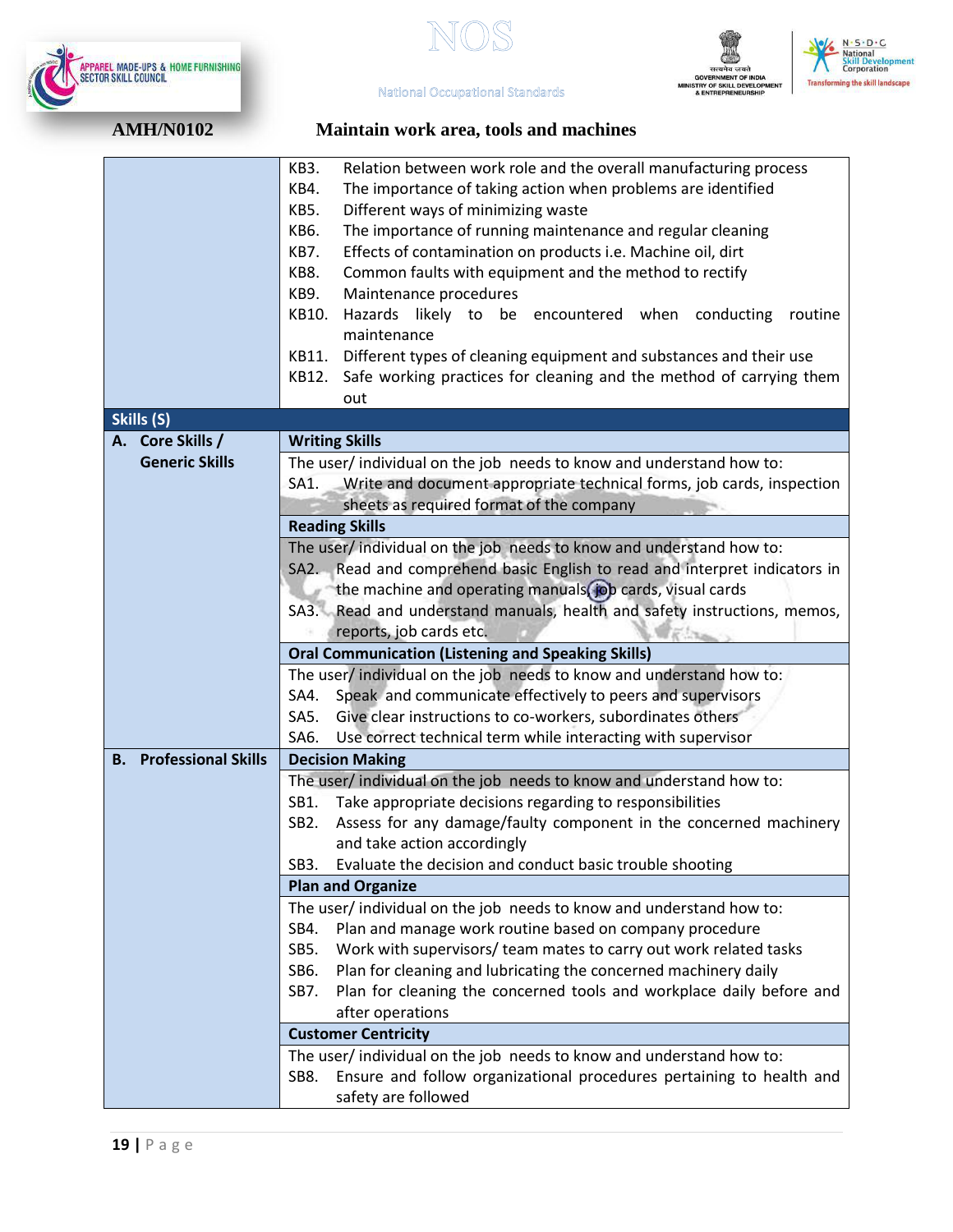**AMH/N0102** **Maintain work area, tools and machines**

| | |
|---|---|
| | KB3. Relation between work role and the overall manufacturing process<br>KB4. The importance of taking action when problems are identified<br>KB5. Different ways of minimizing waste<br>KB6. The importance of running maintenance and regular cleaning<br>KB7. Effects of contamination on products i.e. Machine oil, dirt<br>KB8. Common faults with equipment and the method to rectify<br>KB9. Maintenance procedures<br>KB10. Hazards likely to be encountered when conducting routine maintenance<br>KB11. Different types of cleaning equipment and substances and their use<br>KB12. Safe working practices for cleaning and the method of carrying them out |
| **Skills (S)** | |
| **A. Core Skills / Generic Skills** | **Writing Skills** |
| | The user/ individual on the job needs to know and understand how to:<br>SA1. Write and document appropriate technical forms, job cards, inspection sheets as required format of the company |
| | **Reading Skills** |
| | The user/ individual on the job needs to know and understand how to:<br>SA2. Read and comprehend basic English to read and interpret indicators in the machine and operating manuals, job cards, visual cards<br>SA3. Read and understand manuals, health and safety instructions, memos, reports, job cards etc. |
| | **Oral Communication (Listening and Speaking Skills)** |
| | The user/ individual on the job needs to know and understand how to:<br>SA4. Speak and communicate effectively to peers and supervisors<br>SA5. Give clear instructions to co-workers, subordinates others<br>SA6. Use correct technical term while interacting with supervisor |
| **B. Professional Skills** | **Decision Making** |
| | The user/ individual on the job needs to know and understand how to:<br>SB1. Take appropriate decisions regarding to responsibilities<br>SB2. Assess for any damage/faulty component in the concerned machinery and take action accordingly<br>SB3. Evaluate the decision and conduct basic trouble shooting |
| | **Plan and Organize** |
| | The user/ individual on the job needs to know and understand how to:<br>SB4. Plan and manage work routine based on company procedure<br>SB5. Work with supervisors/ team mates to carry out work related tasks<br>SB6. Plan for cleaning and lubricating the concerned machinery daily<br>SB7. Plan for cleaning the concerned tools and workplace daily before and after operations |
| | **Customer Centricity** |
| | The user/ individual on the job needs to know and understand how to:<br>SB8. Ensure and follow organizational procedures pertaining to health and safety are followed |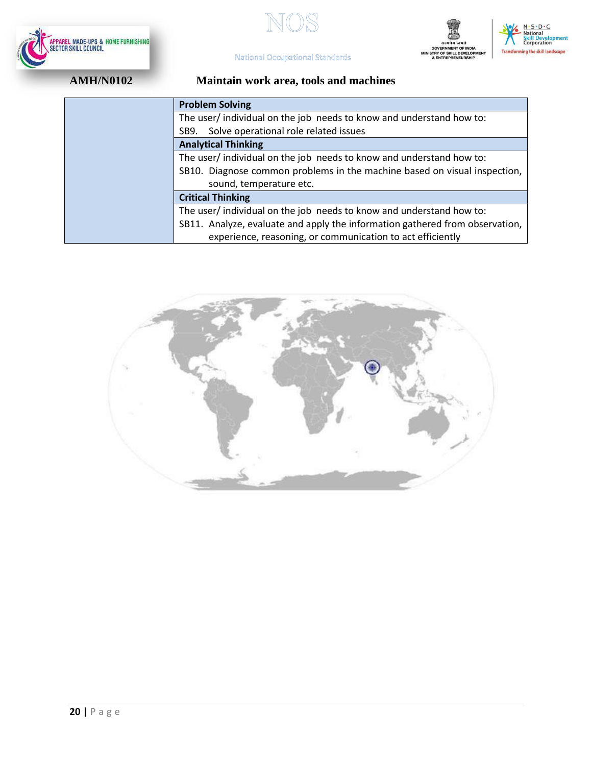AMH/N0102 Maintain work area, tools and machines

| | |
|---|---|
| | **Problem Solving** |
| | The user/ individual on the job needs to know and understand how to: SB9. Solve operational role related issues |
| | **Analytical Thinking** |
| | The user/ individual on the job needs to know and understand how to: SB10. Diagnose common problems in the machine based on visual inspection, sound, temperature etc. |
| | **Critical Thinking** |
| | The user/ individual on the job needs to know and understand how to: SB11. Analyze, evaluate and apply the information gathered from observation, experience, reasoning, or communication to act efficiently |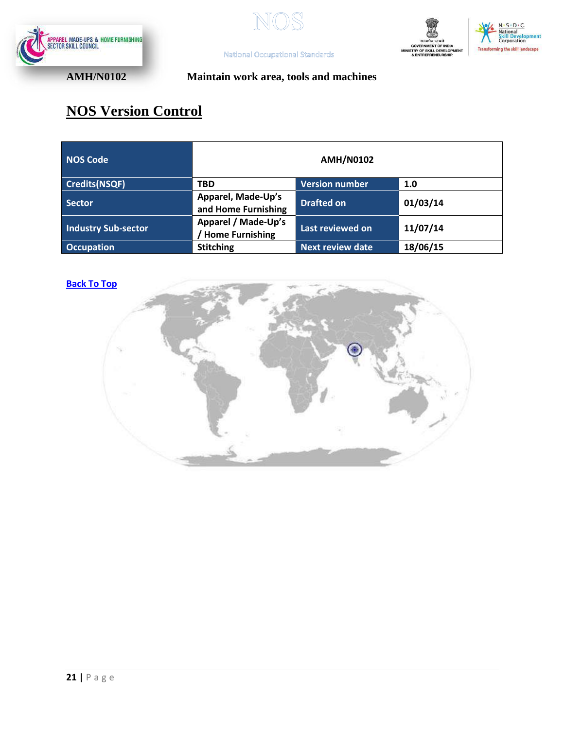AMH/N0102 **Maintain work area, tools and machines**

# NOS Version Control

| NOS Code | AMH/N0102 | | |
|---|---|---|---|
| Credits(NSQF) | TBD | Version number | 1.0 |
| Sector | Apparel, Made-Up's and Home Furnishing | Drafted on | 01/03/14 |
| Industry Sub-sector | Apparel / Made-Up's / Home Furnishing | Last reviewed on | 11/07/14 |
| Occupation | Stitching | Next review date | 18/06/15 |

Back To Top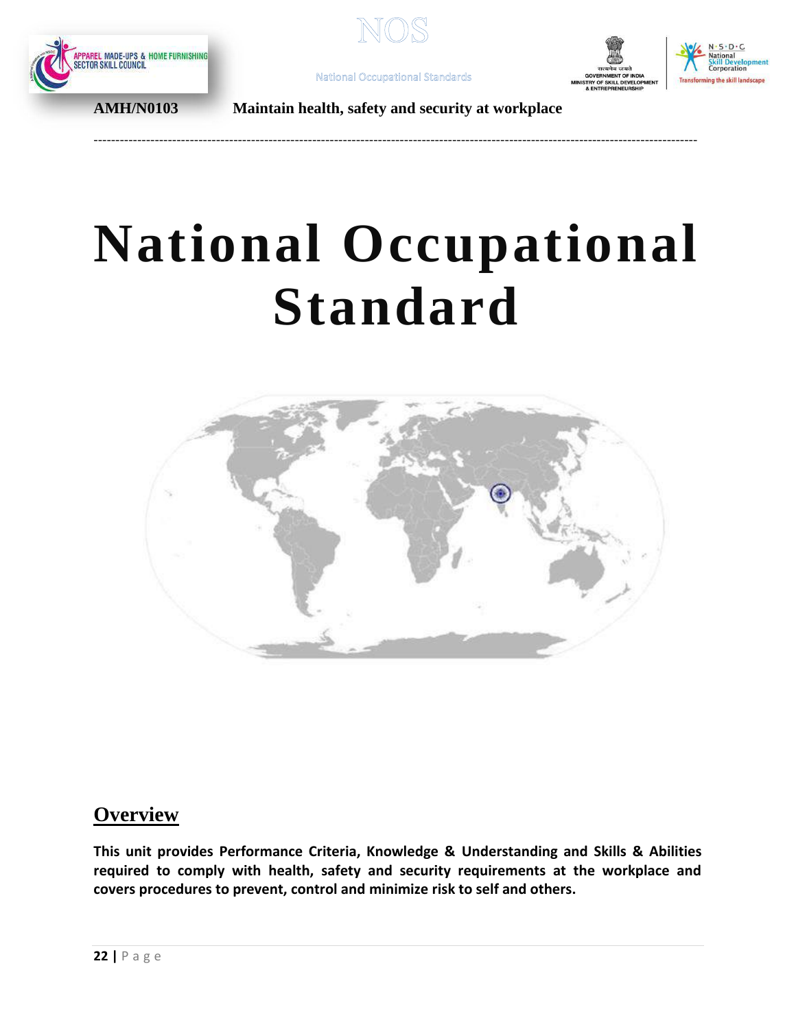AMH/N0103 Maintain health, safety and security at workplace

# National Occupational Standard

## Overview

**This unit provides Performance Criteria, Knowledge & Understanding and Skills & Abilities required to comply with health, safety and security requirements at the workplace and covers procedures to prevent, control and minimize risk to self and others.**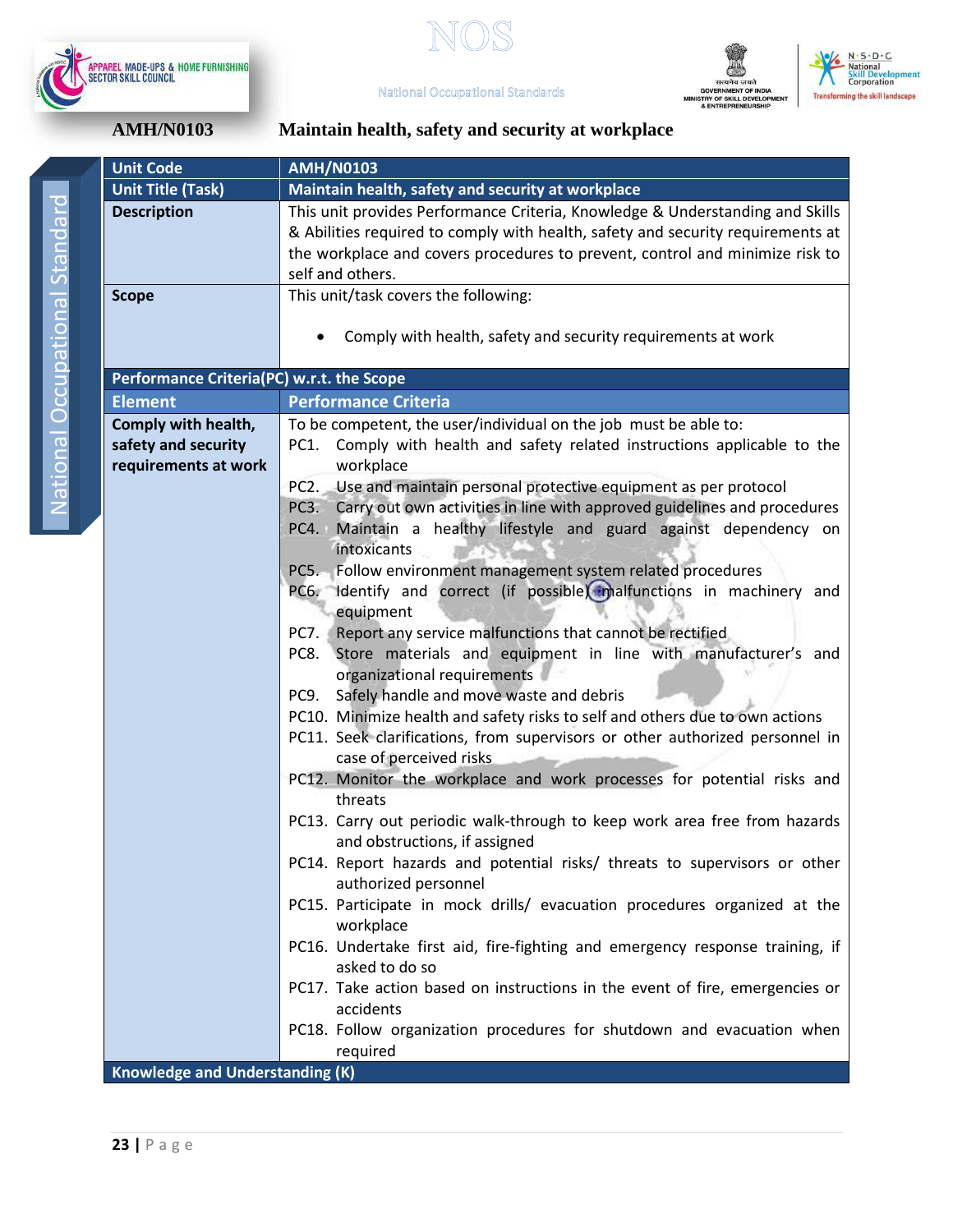AMH/N0103 **Maintain health, safety and security at workplace**

| Unit Code | AMH/N0103 |
|---|---|
| Unit Title (Task) | Maintain health, safety and security at workplace |
| Description | This unit provides Performance Criteria, Knowledge & Understanding and Skills & Abilities required to comply with health, safety and security requirements at the workplace and covers procedures to prevent, control and minimize risk to self and others. |
| Scope | This unit/task covers the following:<br>• Comply with health, safety and security requirements at work |
| **Performance Criteria(PC) w.r.t. the Scope** | |
| **Element** | **Performance Criteria** |
| **Comply with health, safety and security requirements at work** | To be competent, the user/individual on the job must be able to:<br>PC1. Comply with health and safety related instructions applicable to the workplace<br>PC2. Use and maintain personal protective equipment as per protocol<br>PC3. Carry out own activities in line with approved guidelines and procedures<br>PC4. Maintain a healthy lifestyle and guard against dependency on intoxicants<br>PC5. Follow environment management system related procedures<br>PC6. Identify and correct (if possible) malfunctions in machinery and equipment<br>PC7. Report any service malfunctions that cannot be rectified<br>PC8. Store materials and equipment in line with manufacturer's and organizational requirements<br>PC9. Safely handle and move waste and debris<br>PC10. Minimize health and safety risks to self and others due to own actions<br>PC11. Seek clarifications, from supervisors or other authorized personnel in case of perceived risks<br>PC12. Monitor the workplace and work processes for potential risks and threats<br>PC13. Carry out periodic walk-through to keep work area free from hazards and obstructions, if assigned<br>PC14. Report hazards and potential risks/ threats to supervisors or other authorized personnel<br>PC15. Participate in mock drills/ evacuation procedures organized at the workplace<br>PC16. Undertake first aid, fire-fighting and emergency response training, if asked to do so<br>PC17. Take action based on instructions in the event of fire, emergencies or accidents<br>PC18. Follow organization procedures for shutdown and evacuation when required |
| **Knowledge and Understanding (K)** | |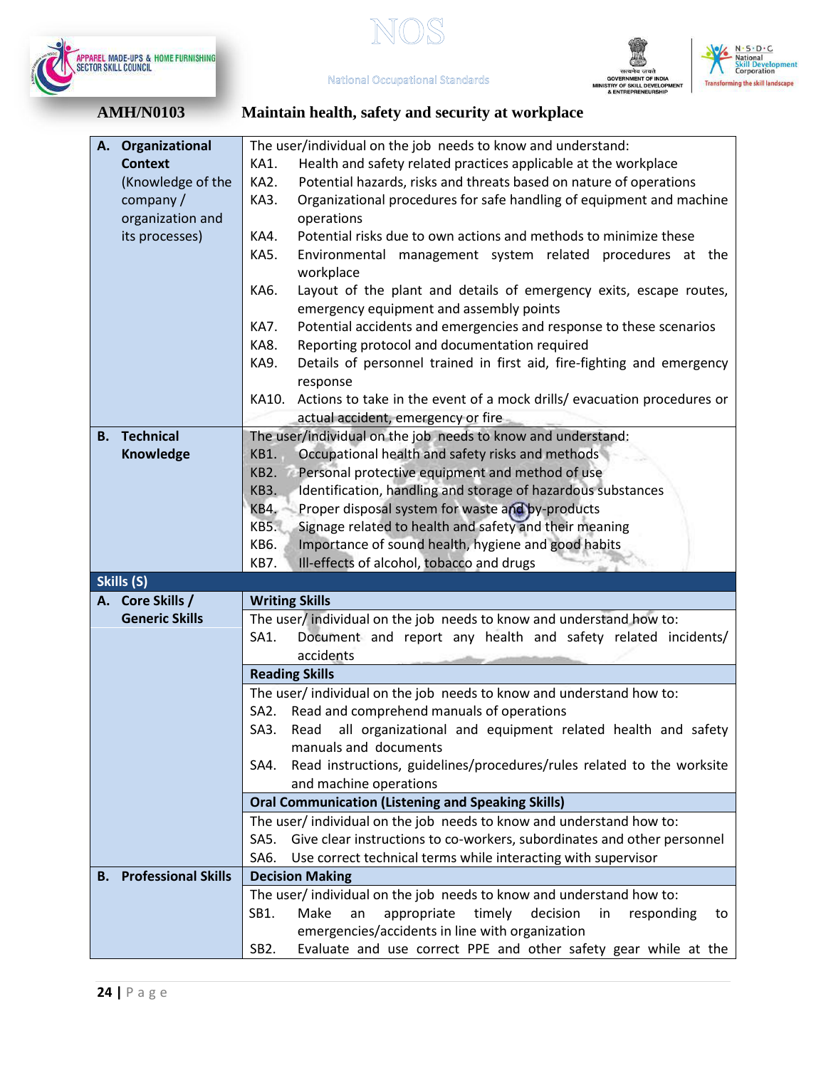**AMH/N0103** **Maintain health, safety and security at workplace**

| | |
|---|---|
| **A. Organizational Context** (Knowledge of the company / organization and its processes) | The user/individual on the job needs to know and understand:<br>KA1. Health and safety related practices applicable at the workplace<br>KA2. Potential hazards, risks and threats based on nature of operations<br>KA3. Organizational procedures for safe handling of equipment and machine operations<br>KA4. Potential risks due to own actions and methods to minimize these<br>KA5. Environmental management system related procedures at the workplace<br>KA6. Layout of the plant and details of emergency exits, escape routes, emergency equipment and assembly points<br>KA7. Potential accidents and emergencies and response to these scenarios<br>KA8. Reporting protocol and documentation required<br>KA9. Details of personnel trained in first aid, fire-fighting and emergency response<br>KA10. Actions to take in the event of a mock drills/ evacuation procedures or actual accident, emergency or fire |
| **B. Technical Knowledge** | The user/individual on the job needs to know and understand:<br>KB1. Occupational health and safety risks and methods<br>KB2. Personal protective equipment and method of use<br>KB3. Identification, handling and storage of hazardous substances<br>KB4. Proper disposal system for waste and by-products<br>KB5. Signage related to health and safety and their meaning<br>KB6. Importance of sound health, hygiene and good habits<br>KB7. Ill-effects of alcohol, tobacco and drugs |
| **Skills (S)** | |
| **A. Core Skills / Generic Skills** | **Writing Skills** |
| | The user/ individual on the job needs to know and understand how to:<br>SA1. Document and report any health and safety related incidents/ accidents |
| | **Reading Skills** |
| | The user/ individual on the job needs to know and understand how to:<br>SA2. Read and comprehend manuals of operations<br>SA3. Read all organizational and equipment related health and safety manuals and documents<br>SA4. Read instructions, guidelines/procedures/rules related to the worksite and machine operations |
| | **Oral Communication (Listening and Speaking Skills)** |
| | The user/ individual on the job needs to know and understand how to:<br>SA5. Give clear instructions to co-workers, subordinates and other personnel<br>SA6. Use correct technical terms while interacting with supervisor |
| **B. Professional Skills** | **Decision Making** |
| | The user/ individual on the job needs to know and understand how to:<br>SB1. Make an appropriate timely decision in responding to emergencies/accidents in line with organization<br>SB2. Evaluate and use correct PPE and other safety gear while at the |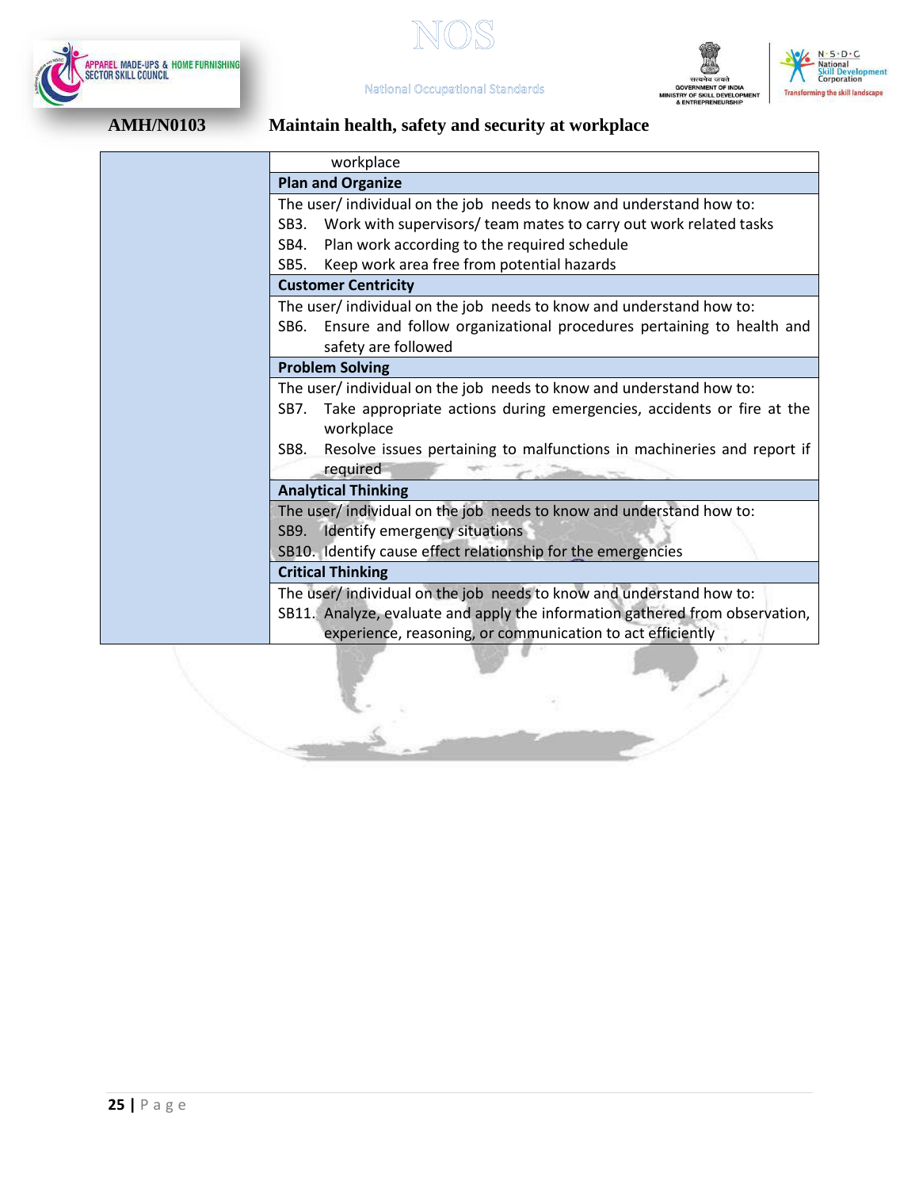## AMH/N0103 Maintain health, safety and security at workplace

| | |
|---|---|
| | workplace |
| | **Plan and Organize** |
| | The user/ individual on the job needs to know and understand how to:<br>SB3. Work with supervisors/ team mates to carry out work related tasks<br>SB4. Plan work according to the required schedule<br>SB5. Keep work area free from potential hazards |
| | **Customer Centricity** |
| | The user/ individual on the job needs to know and understand how to:<br>SB6. Ensure and follow organizational procedures pertaining to health and safety are followed |
| | **Problem Solving** |
| | The user/ individual on the job needs to know and understand how to:<br>SB7. Take appropriate actions during emergencies, accidents or fire at the workplace<br>SB8. Resolve issues pertaining to malfunctions in machineries and report if required |
| | **Analytical Thinking** |
| | The user/ individual on the job needs to know and understand how to:<br>SB9. Identify emergency situations<br>SB10. Identify cause effect relationship for the emergencies |
| | **Critical Thinking** |
| | The user/ individual on the job needs to know and understand how to:<br>SB11. Analyze, evaluate and apply the information gathered from observation, experience, reasoning, or communication to act efficiently |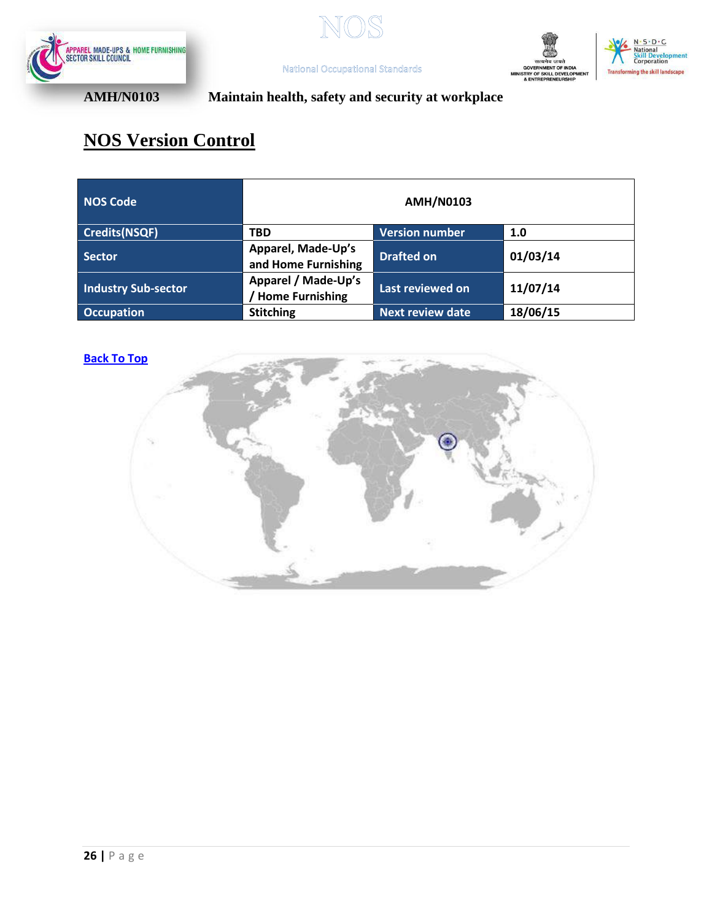AMH/N0103 Maintain health, safety and security at workplace

## NOS Version Control

| NOS Code | AMH/N0103 | | |
|---|---|---|---|
| Credits(NSQF) | TBD | Version number | 1.0 |
| Sector | Apparel, Made-Up's and Home Furnishing | Drafted on | 01/03/14 |
| Industry Sub-sector | Apparel / Made-Up's / Home Furnishing | Last reviewed on | 11/07/14 |
| Occupation | Stitching | Next review date | 18/06/15 |

Back To Top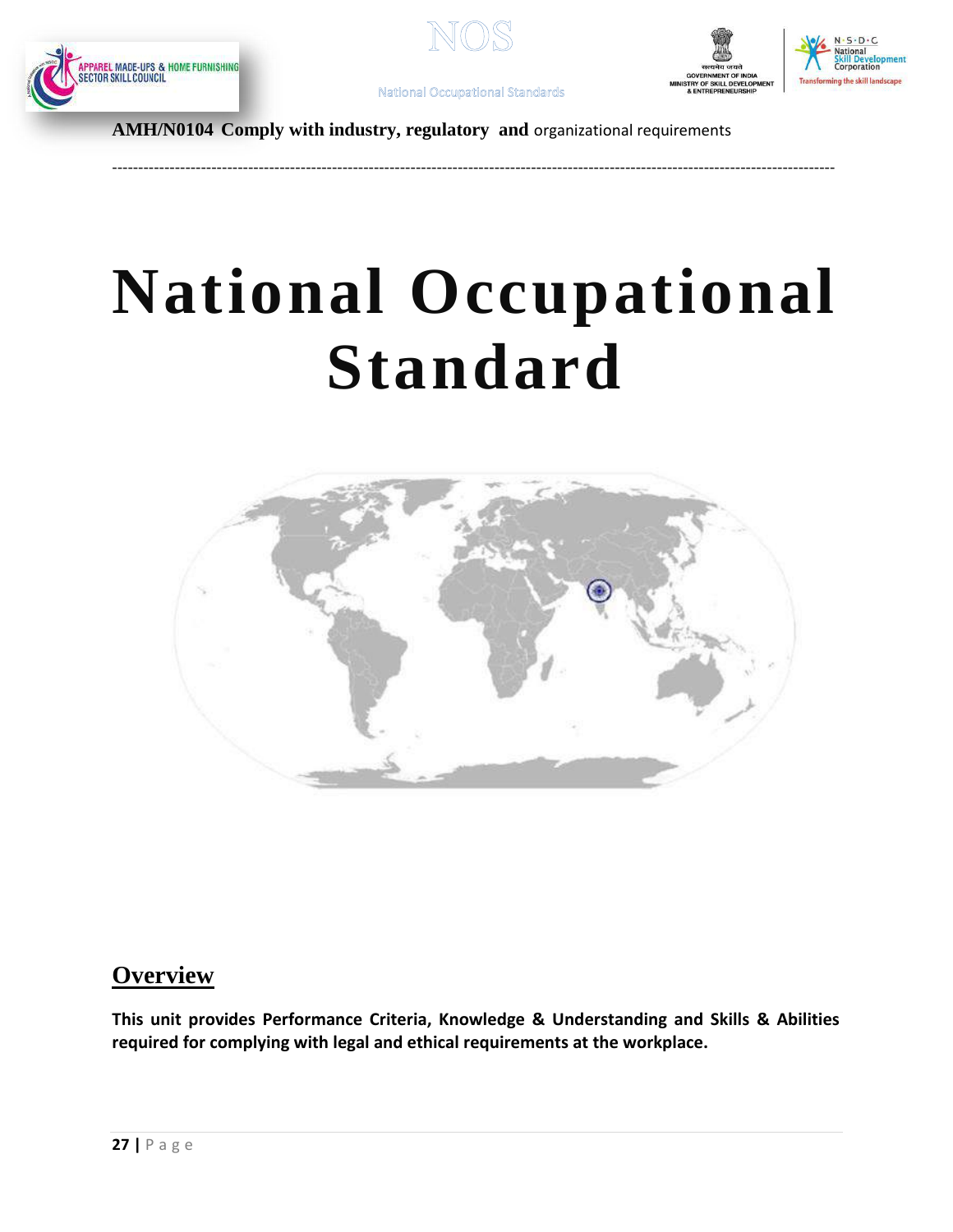**AMH/N0104 Comply with industry, regulatory and** organizational requirements

# National Occupational Standard

## Overview

**This unit provides Performance Criteria, Knowledge & Understanding and Skills & Abilities required for complying with legal and ethical requirements at the workplace.**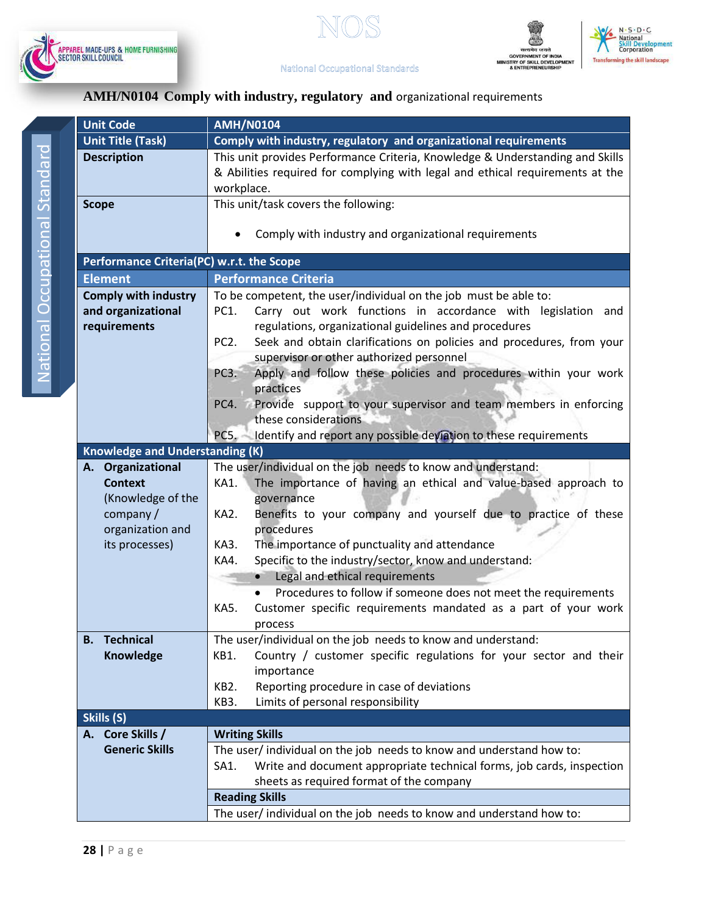## AMH/N0104 Comply with industry, regulatory and organizational requirements

| Unit Code | AMH/N0104 |
|---|---|
| Unit Title (Task) | Comply with industry, regulatory and organizational requirements |
| Description | This unit provides Performance Criteria, Knowledge & Understanding and Skills & Abilities required for complying with legal and ethical requirements at the workplace. |
| Scope | This unit/task covers the following:<br>• Comply with industry and organizational requirements |
| **Performance Criteria(PC) w.r.t. the Scope** | |
| **Element** | **Performance Criteria** |
| **Comply with industry and organizational requirements** | To be competent, the user/individual on the job must be able to:<br>PC1. Carry out work functions in accordance with legislation and regulations, organizational guidelines and procedures<br>PC2. Seek and obtain clarifications on policies and procedures, from your supervisor or other authorized personnel<br>PC3. Apply and follow these policies and procedures within your work practices<br>PC4. Provide support to your supervisor and team members in enforcing these considerations<br>PC5. Identify and report any possible deviation to these requirements |
| **Knowledge and Understanding (K)** | |
| **A. Organizational Context** (Knowledge of the company / organization and its processes) | The user/individual on the job needs to know and understand:<br>KA1. The importance of having an ethical and value-based approach to governance<br>KA2. Benefits to your company and yourself due to practice of these procedures<br>KA3. The importance of punctuality and attendance<br>KA4. Specific to the industry/sector, know and understand:<br>• Legal and ethical requirements<br>• Procedures to follow if someone does not meet the requirements<br>KA5. Customer specific requirements mandated as a part of your work process |
| **B. Technical Knowledge** | The user/individual on the job needs to know and understand:<br>KB1. Country / customer specific regulations for your sector and their importance<br>KB2. Reporting procedure in case of deviations<br>KB3. Limits of personal responsibility |
| **Skills (S)** | |
| **A. Core Skills / Generic Skills** | **Writing Skills** |
| | The user/ individual on the job needs to know and understand how to:<br>SA1. Write and document appropriate technical forms, job cards, inspection sheets as required format of the company |
| | **Reading Skills** |
| | The user/ individual on the job needs to know and understand how to: |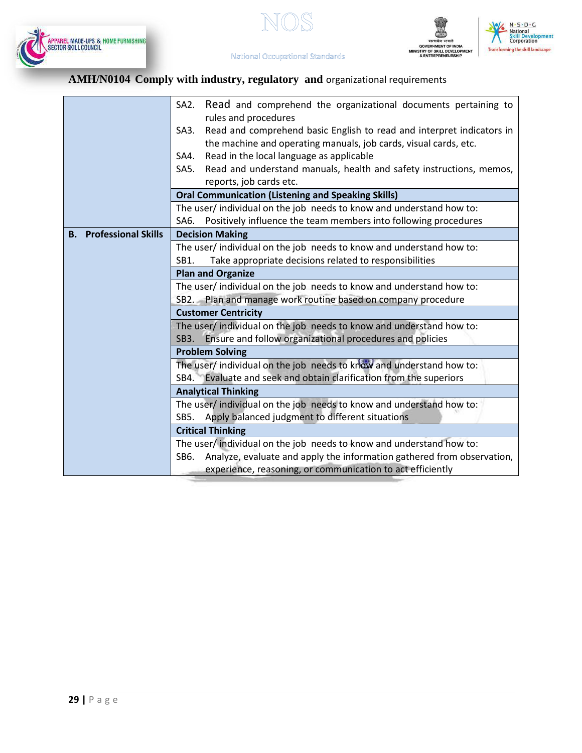## AMH/N0104 Comply with industry, regulatory and organizational requirements

| | |
|---|---|
| | SA2. Read and comprehend the organizational documents pertaining to rules and procedures<br>SA3. Read and comprehend basic English to read and interpret indicators in the machine and operating manuals, job cards, visual cards, etc.<br>SA4. Read in the local language as applicable<br>SA5. Read and understand manuals, health and safety instructions, memos, reports, job cards etc. |
| | **Oral Communication (Listening and Speaking Skills)** |
| | The user/ individual on the job needs to know and understand how to:<br>SA6. Positively influence the team members into following procedures |
| **B. Professional Skills** | **Decision Making** |
| | The user/ individual on the job needs to know and understand how to:<br>SB1. Take appropriate decisions related to responsibilities |
| | **Plan and Organize** |
| | The user/ individual on the job needs to know and understand how to:<br>SB2. Plan and manage work routine based on company procedure |
| | **Customer Centricity** |
| | The user/ individual on the job needs to know and understand how to:<br>SB3. Ensure and follow organizational procedures and policies |
| | **Problem Solving** |
| | The user/ individual on the job needs to know and understand how to:<br>SB4. Evaluate and seek and obtain clarification from the superiors |
| | **Analytical Thinking** |
| | The user/ individual on the job needs to know and understand how to:<br>SB5. Apply balanced judgment to different situations |
| | **Critical Thinking** |
| | The user/ individual on the job needs to know and understand how to:<br>SB6. Analyze, evaluate and apply the information gathered from observation, experience, reasoning, or communication to act efficiently |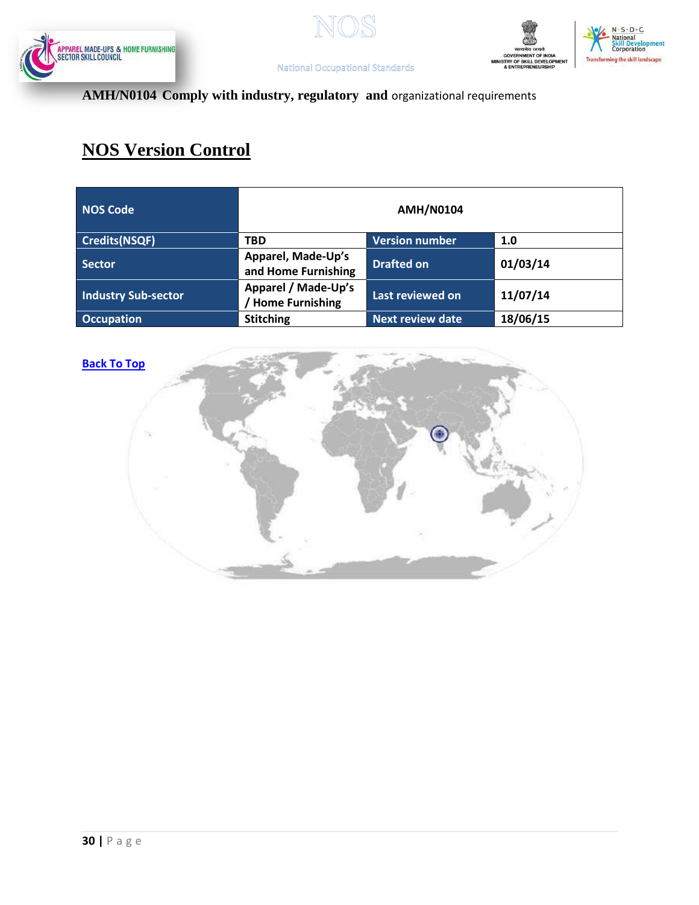AMH/N0104 **Comply with industry, regulatory and** organizational requirements

## NOS Version Control

| NOS Code | AMH/N0104 | | |
|---|---|---|---|
| Credits(NSQF) | TBD | Version number | 1.0 |
| Sector | Apparel, Made-Up's and Home Furnishing | Drafted on | 01/03/14 |
| Industry Sub-sector | Apparel / Made-Up's / Home Furnishing | Last reviewed on | 11/07/14 |
| Occupation | Stitching | Next review date | 18/06/15 |

Back To Top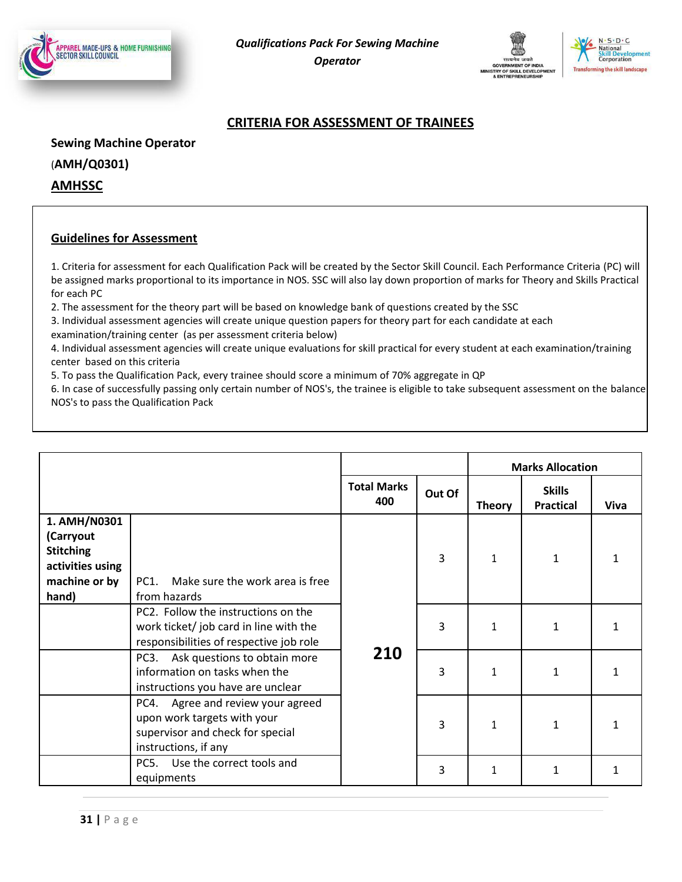## CRITERIA FOR ASSESSMENT OF TRAINEES

**Sewing Machine Operator**

(**AMH/Q0301)**

**AMHSSC**

### Guidelines for Assessment

1. Criteria for assessment for each Qualification Pack will be created by the Sector Skill Council. Each Performance Criteria (PC) will be assigned marks proportional to its importance in NOS. SSC will also lay down proportion of marks for Theory and Skills Practical for each PC
2. The assessment for the theory part will be based on knowledge bank of questions created by the SSC
3. Individual assessment agencies will create unique question papers for theory part for each candidate at each examination/training center (as per assessment criteria below)
4. Individual assessment agencies will create unique evaluations for skill practical for every student at each examination/training center based on this criteria
5. To pass the Qualification Pack, every trainee should score a minimum of 70% aggregate in QP
6. In case of successfully passing only certain number of NOS's, the trainee is eligible to take subsequent assessment on the balance NOS's to pass the Qualification Pack

| | | | | Marks Allocation | | |
|---|---|---|---|---|---|---|
| | | Total Marks 400 | Out Of | Theory | Skills Practical | Viva |
| **1. AMH/N0301 (Carryout Stitching activities using machine or by hand)** | PC1. Make sure the work area is free from hazards | **210** | 3 | 1 | 1 | 1 |
| | PC2. Follow the instructions on the work ticket/ job card in line with the responsibilities of respective job role | | 3 | 1 | 1 | 1 |
| | PC3. Ask questions to obtain more information on tasks when the instructions you have are unclear | | 3 | 1 | 1 | 1 |
| | PC4. Agree and review your agreed upon work targets with your supervisor and check for special instructions, if any | | 3 | 1 | 1 | 1 |
| | PC5. Use the correct tools and equipments | | 3 | 1 | 1 | 1 |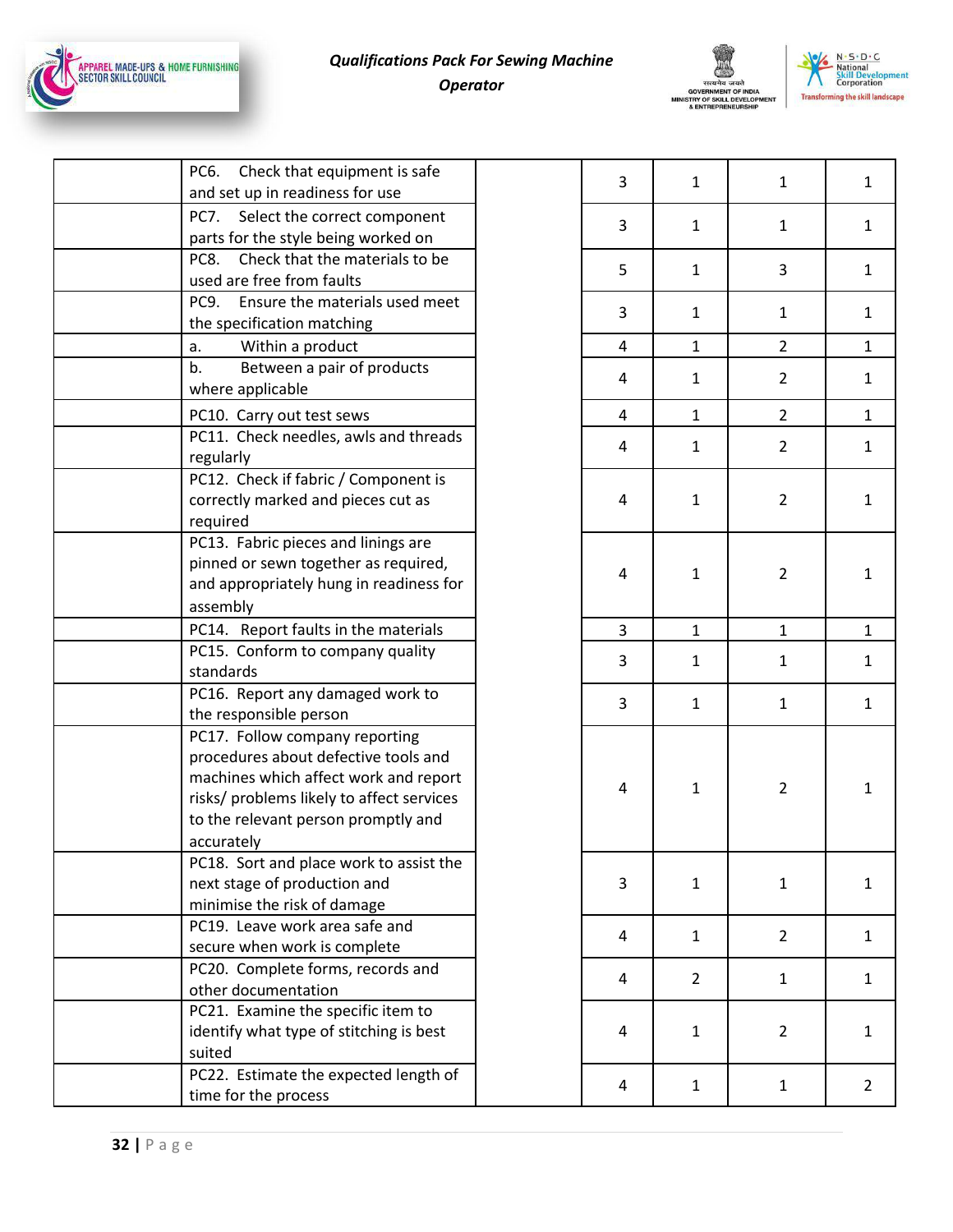| | | | | | | |
|---|---|---|---|---|---|---|
| | PC6. Check that equipment is safe and set up in readiness for use | | 3 | 1 | 1 | 1 |
| | PC7. Select the correct component parts for the style being worked on | | 3 | 1 | 1 | 1 |
| | PC8. Check that the materials to be used are free from faults | | 5 | 1 | 3 | 1 |
| | PC9. Ensure the materials used meet the specification matching | | 3 | 1 | 1 | 1 |
| | a. Within a product | | 4 | 1 | 2 | 1 |
| | b. Between a pair of products where applicable | | 4 | 1 | 2 | 1 |
| | PC10. Carry out test sews | | 4 | 1 | 2 | 1 |
| | PC11. Check needles, awls and threads regularly | | 4 | 1 | 2 | 1 |
| | PC12. Check if fabric / Component is correctly marked and pieces cut as required | | 4 | 1 | 2 | 1 |
| | PC13. Fabric pieces and linings are pinned or sewn together as required, and appropriately hung in readiness for assembly | | 4 | 1 | 2 | 1 |
| | PC14. Report faults in the materials | | 3 | 1 | 1 | 1 |
| | PC15. Conform to company quality standards | | 3 | 1 | 1 | 1 |
| | PC16. Report any damaged work to the responsible person | | 3 | 1 | 1 | 1 |
| | PC17. Follow company reporting procedures about defective tools and machines which affect work and report risks/ problems likely to affect services to the relevant person promptly and accurately | | 4 | 1 | 2 | 1 |
| | PC18. Sort and place work to assist the next stage of production and minimise the risk of damage | | 3 | 1 | 1 | 1 |
| | PC19. Leave work area safe and secure when work is complete | | 4 | 1 | 2 | 1 |
| | PC20. Complete forms, records and other documentation | | 4 | 2 | 1 | 1 |
| | PC21. Examine the specific item to identify what type of stitching is best suited | | 4 | 1 | 2 | 1 |
| | PC22. Estimate the expected length of time for the process | | 4 | 1 | 1 | 2 |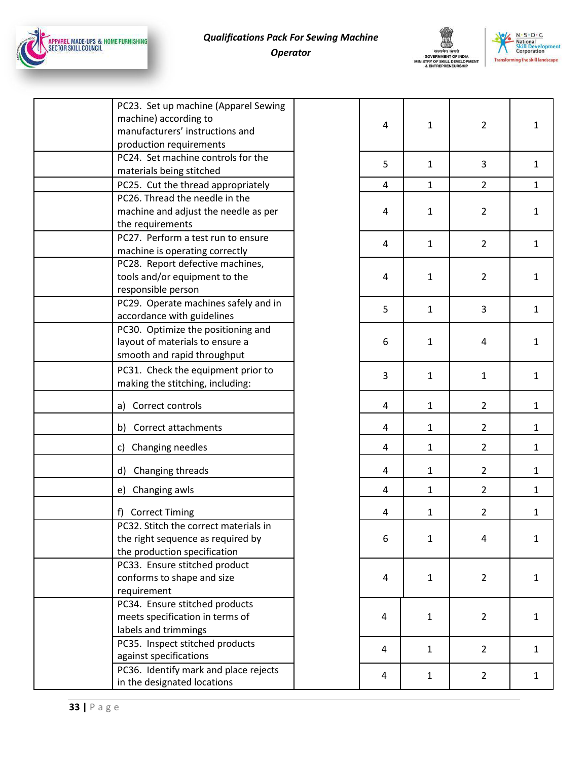| | | | | | | |
|---|---|---|---|---|---|---|
| | PC23. Set up machine (Apparel Sewing machine) according to manufacturers' instructions and production requirements | | 4 | 1 | 2 | 1 |
| | PC24. Set machine controls for the materials being stitched | | 5 | 1 | 3 | 1 |
| | PC25. Cut the thread appropriately | | 4 | 1 | 2 | 1 |
| | PC26. Thread the needle in the machine and adjust the needle as per the requirements | | 4 | 1 | 2 | 1 |
| | PC27. Perform a test run to ensure machine is operating correctly | | 4 | 1 | 2 | 1 |
| | PC28. Report defective machines, tools and/or equipment to the responsible person | | 4 | 1 | 2 | 1 |
| | PC29. Operate machines safely and in accordance with guidelines | | 5 | 1 | 3 | 1 |
| | PC30. Optimize the positioning and layout of materials to ensure a smooth and rapid throughput | | 6 | 1 | 4 | 1 |
| | PC31. Check the equipment prior to making the stitching, including: | | 3 | 1 | 1 | 1 |
| | a) Correct controls | | 4 | 1 | 2 | 1 |
| | b) Correct attachments | | 4 | 1 | 2 | 1 |
| | c) Changing needles | | 4 | 1 | 2 | 1 |
| | d) Changing threads | | 4 | 1 | 2 | 1 |
| | e) Changing awls | | 4 | 1 | 2 | 1 |
| | f) Correct Timing | | 4 | 1 | 2 | 1 |
| | PC32. Stitch the correct materials in the right sequence as required by the production specification | | 6 | 1 | 4 | 1 |
| | PC33. Ensure stitched product conforms to shape and size requirement | | 4 | 1 | 2 | 1 |
| | PC34. Ensure stitched products meets specification in terms of labels and trimmings | | 4 | 1 | 2 | 1 |
| | PC35. Inspect stitched products against specifications | | 4 | 1 | 2 | 1 |
| | PC36. Identify mark and place rejects in the designated locations | | 4 | 1 | 2 | 1 |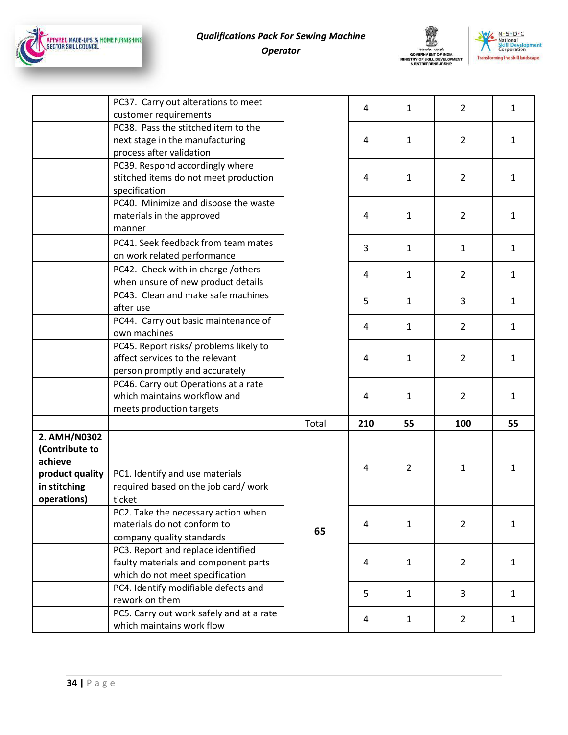|  |  |  |  |  |  |  |
|---|---|---|---|---|---|---|
|  | PC37. Carry out alterations to meet customer requirements |  | 4 | 1 | 2 | 1 |
|  | PC38. Pass the stitched item to the next stage in the manufacturing process after validation |  | 4 | 1 | 2 | 1 |
|  | PC39. Respond accordingly where stitched items do not meet production specification |  | 4 | 1 | 2 | 1 |
|  | PC40. Minimize and dispose the waste materials in the approved manner |  | 4 | 1 | 2 | 1 |
|  | PC41. Seek feedback from team mates on work related performance |  | 3 | 1 | 1 | 1 |
|  | PC42. Check with in charge /others when unsure of new product details |  | 4 | 1 | 2 | 1 |
|  | PC43. Clean and make safe machines after use |  | 5 | 1 | 3 | 1 |
|  | PC44. Carry out basic maintenance of own machines |  | 4 | 1 | 2 | 1 |
|  | PC45. Report risks/ problems likely to affect services to the relevant person promptly and accurately |  | 4 | 1 | 2 | 1 |
|  | PC46. Carry out Operations at a rate which maintains workflow and meets production targets |  | 4 | 1 | 2 | 1 |
|  |  | Total | **210** | **55** | **100** | **55** |
| **2. AMH/N0302 (Contribute to achieve product quality in stitching operations)** | PC1. Identify and use materials required based on the job card/ work ticket | **65** | 4 | 2 | 1 | 1 |
|  | PC2. Take the necessary action when materials do not conform to company quality standards |  | 4 | 1 | 2 | 1 |
|  | PC3. Report and replace identified faulty materials and component parts which do not meet specification |  | 4 | 1 | 2 | 1 |
|  | PC4. Identify modifiable defects and rework on them |  | 5 | 1 | 3 | 1 |
|  | PC5. Carry out work safely and at a rate which maintains work flow |  | 4 | 1 | 2 | 1 |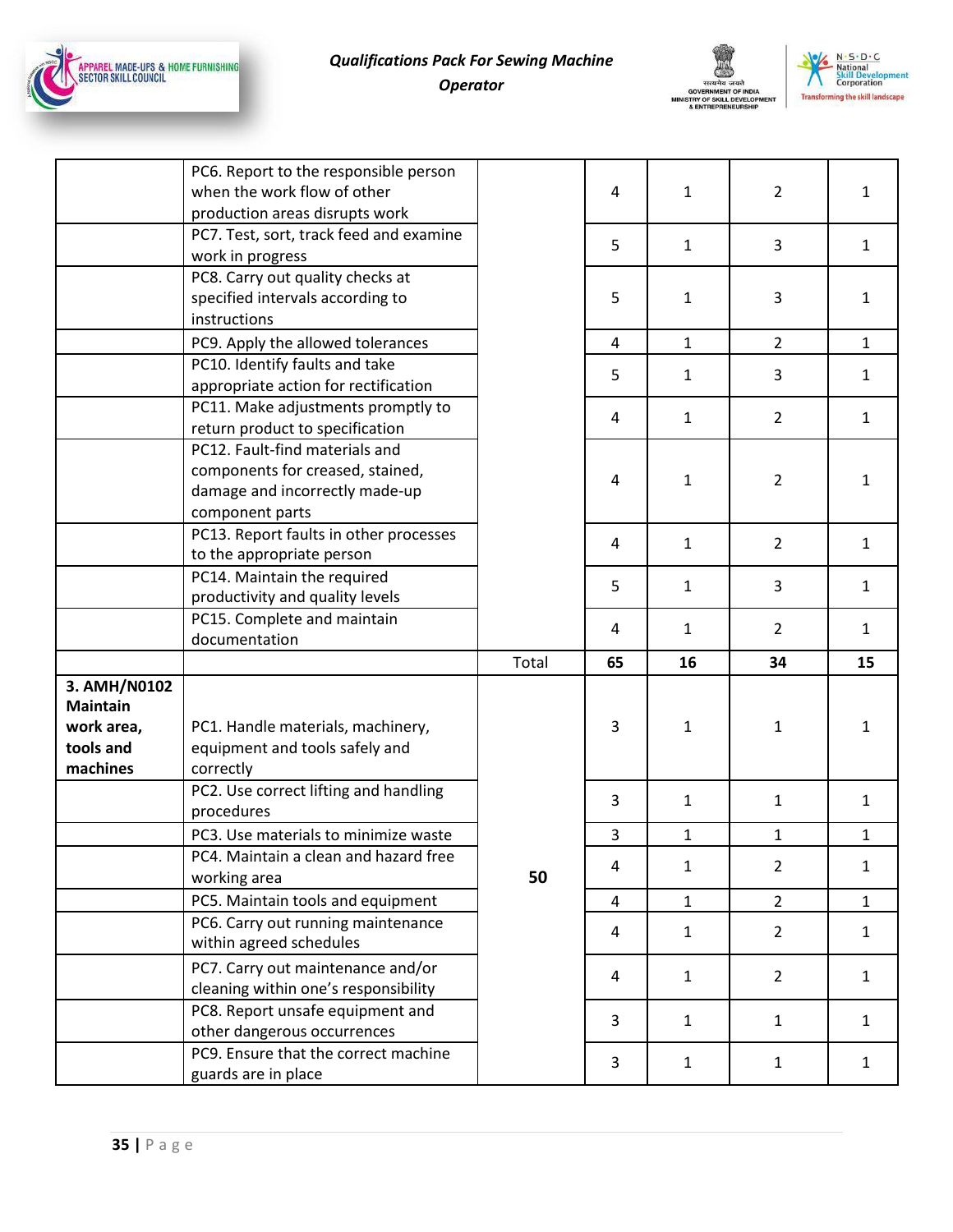| | | | | | | |
|---|---|---|---|---|---|---|
| | PC6. Report to the responsible person when the work flow of other production areas disrupts work | | 4 | 1 | 2 | 1 |
| | PC7. Test, sort, track feed and examine work in progress | | 5 | 1 | 3 | 1 |
| | PC8. Carry out quality checks at specified intervals according to instructions | | 5 | 1 | 3 | 1 |
| | PC9. Apply the allowed tolerances | | 4 | 1 | 2 | 1 |
| | PC10. Identify faults and take appropriate action for rectification | | 5 | 1 | 3 | 1 |
| | PC11. Make adjustments promptly to return product to specification | | 4 | 1 | 2 | 1 |
| | PC12. Fault-find materials and components for creased, stained, damage and incorrectly made-up component parts | | 4 | 1 | 2 | 1 |
| | PC13. Report faults in other processes to the appropriate person | | 4 | 1 | 2 | 1 |
| | PC14. Maintain the required productivity and quality levels | | 5 | 1 | 3 | 1 |
| | PC15. Complete and maintain documentation | | 4 | 1 | 2 | 1 |
| | | Total | **65** | **16** | **34** | **15** |
| **3. AMH/N0102 Maintain work area, tools and machines** | PC1. Handle materials, machinery, equipment and tools safely and correctly | **50** | 3 | 1 | 1 | 1 |
| | PC2. Use correct lifting and handling procedures | | 3 | 1 | 1 | 1 |
| | PC3. Use materials to minimize waste | | 3 | 1 | 1 | 1 |
| | PC4. Maintain a clean and hazard free working area | | 4 | 1 | 2 | 1 |
| | PC5. Maintain tools and equipment | | 4 | 1 | 2 | 1 |
| | PC6. Carry out running maintenance within agreed schedules | | 4 | 1 | 2 | 1 |
| | PC7. Carry out maintenance and/or cleaning within one's responsibility | | 4 | 1 | 2 | 1 |
| | PC8. Report unsafe equipment and other dangerous occurrences | | 3 | 1 | 1 | 1 |
| | PC9. Ensure that the correct machine guards are in place | | 3 | 1 | 1 | 1 |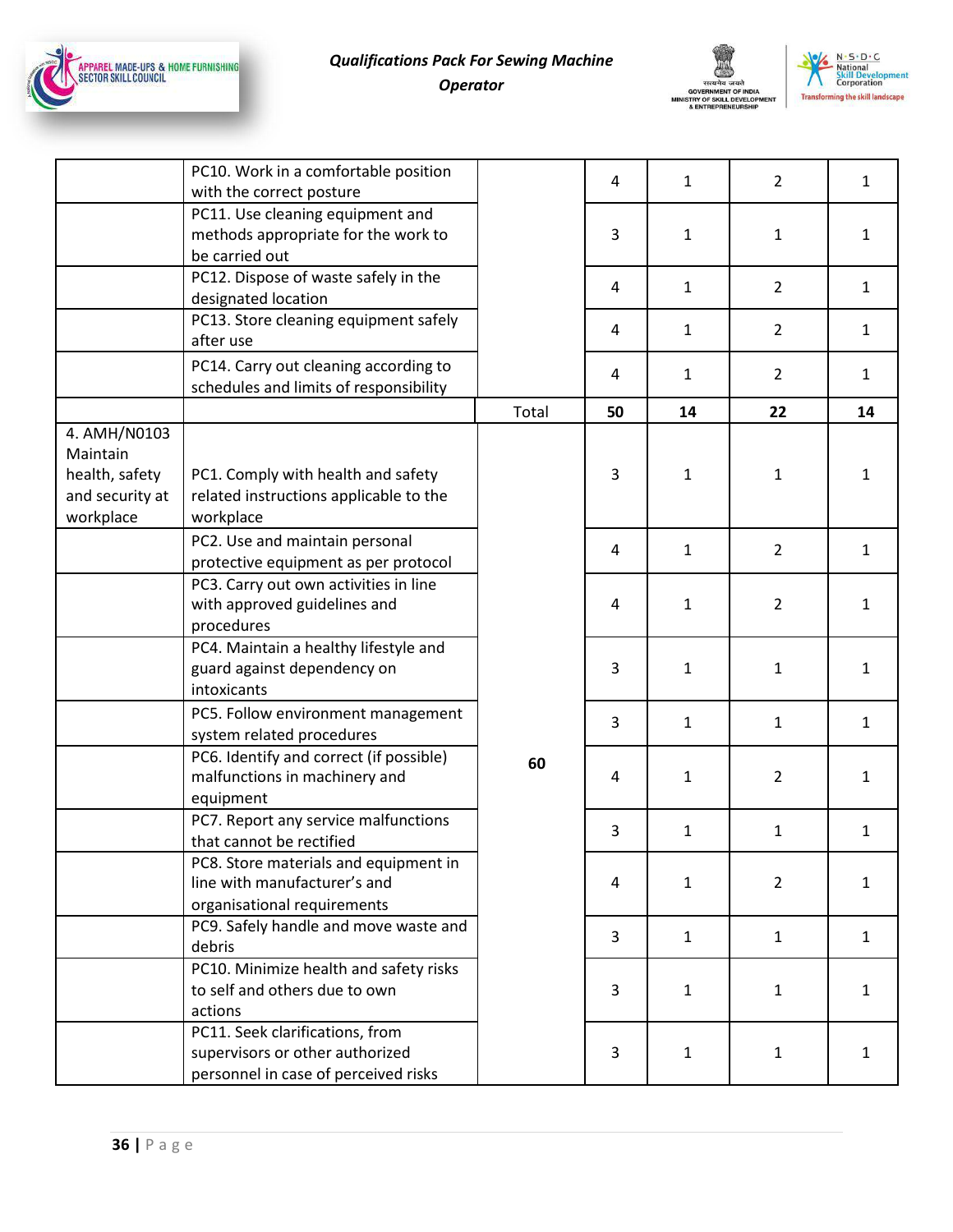| | | | | | | |
|---|---|---|---|---|---|---|
| | PC10. Work in a comfortable position with the correct posture | | 4 | 1 | 2 | 1 |
| | PC11. Use cleaning equipment and methods appropriate for the work to be carried out | | 3 | 1 | 1 | 1 |
| | PC12. Dispose of waste safely in the designated location | | 4 | 1 | 2 | 1 |
| | PC13. Store cleaning equipment safely after use | | 4 | 1 | 2 | 1 |
| | PC14. Carry out cleaning according to schedules and limits of responsibility | | 4 | 1 | 2 | 1 |
| | | Total | **50** | **14** | **22** | **14** |
| 4. AMH/N0103 Maintain health, safety and security at workplace | PC1. Comply with health and safety related instructions applicable to the workplace | **60** | 3 | 1 | 1 | 1 |
| | PC2. Use and maintain personal protective equipment as per protocol | | 4 | 1 | 2 | 1 |
| | PC3. Carry out own activities in line with approved guidelines and procedures | | 4 | 1 | 2 | 1 |
| | PC4. Maintain a healthy lifestyle and guard against dependency on intoxicants | | 3 | 1 | 1 | 1 |
| | PC5. Follow environment management system related procedures | | 3 | 1 | 1 | 1 |
| | PC6. Identify and correct (if possible) malfunctions in machinery and equipment | | 4 | 1 | 2 | 1 |
| | PC7. Report any service malfunctions that cannot be rectified | | 3 | 1 | 1 | 1 |
| | PC8. Store materials and equipment in line with manufacturer's and organisational requirements | | 4 | 1 | 2 | 1 |
| | PC9. Safely handle and move waste and debris | | 3 | 1 | 1 | 1 |
| | PC10. Minimize health and safety risks to self and others due to own actions | | 3 | 1 | 1 | 1 |
| | PC11. Seek clarifications, from supervisors or other authorized personnel in case of perceived risks | | 3 | 1 | 1 | 1 |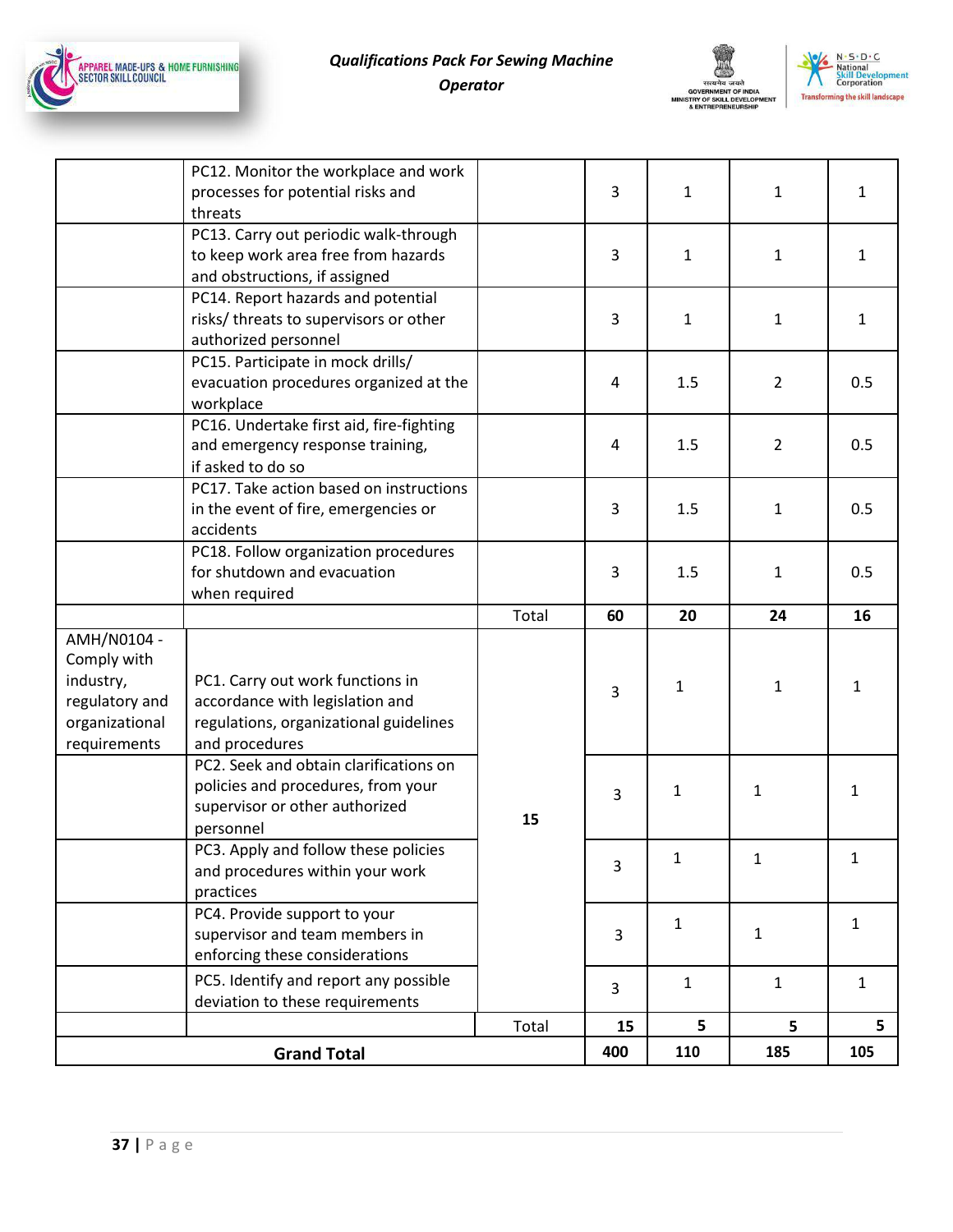| | | | | | | |
|---|---|---|---|---|---|---|
| | PC12. Monitor the workplace and work processes for potential risks and threats | | 3 | 1 | 1 | 1 |
| | PC13. Carry out periodic walk-through to keep work area free from hazards and obstructions, if assigned | | 3 | 1 | 1 | 1 |
| | PC14. Report hazards and potential risks/ threats to supervisors or other authorized personnel | | 3 | 1 | 1 | 1 |
| | PC15. Participate in mock drills/ evacuation procedures organized at the workplace | | 4 | 1.5 | 2 | 0.5 |
| | PC16. Undertake first aid, fire-fighting and emergency response training, if asked to do so | | 4 | 1.5 | 2 | 0.5 |
| | PC17. Take action based on instructions in the event of fire, emergencies or accidents | | 3 | 1.5 | 1 | 0.5 |
| | PC18. Follow organization procedures for shutdown and evacuation when required | | 3 | 1.5 | 1 | 0.5 |
| | | Total | **60** | **20** | **24** | **16** |
| AMH/N0104 - Comply with industry, regulatory and organizational requirements | PC1. Carry out work functions in accordance with legislation and regulations, organizational guidelines and procedures | **15** | 3 | 1 | 1 | 1 |
| | PC2. Seek and obtain clarifications on policies and procedures, from your supervisor or other authorized personnel | | 3 | 1 | 1 | 1 |
| | PC3. Apply and follow these policies and procedures within your work practices | | 3 | 1 | 1 | 1 |
| | PC4. Provide support to your supervisor and team members in enforcing these considerations | | 3 | 1 | 1 | 1 |
| | PC5. Identify and report any possible deviation to these requirements | | 3 | 1 | 1 | 1 |
| | | Total | **15** | **5** | **5** | **5** |
| **Grand Total** | | | **400** | **110** | **185** | **105** |